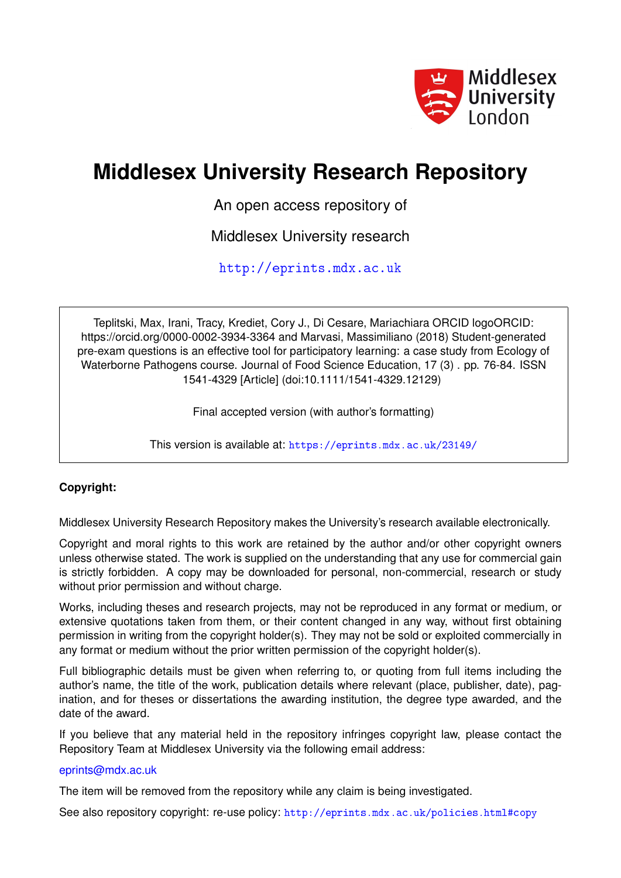Middlesex University London

# Middlesex University Research Repository

An open access repository of

Middlesex University research

http://eprints.mdx.ac.uk

Teplitski, Max, Irani, Tracy, Krediet, Cory J., Di Cesare, Mariachiara ORCID logoORCID: https://orcid.org/0000-0002-3934-3364 and Marvasi, Massimiliano (2018) Student-generated pre-exam questions is an effective tool for participatory learning: a case study from Ecology of Waterborne Pathogens course. Journal of Food Science Education, 17 (3) . pp. 76-84. ISSN 1541-4329 [Article] (doi:10.1111/1541-4329.12129)

Final accepted version (with author's formatting)

This version is available at: https://eprints.mdx.ac.uk/23149/

**Copyright:**

Middlesex University Research Repository makes the University's research available electronically.

Copyright and moral rights to this work are retained by the author and/or other copyright owners unless otherwise stated. The work is supplied on the understanding that any use for commercial gain is strictly forbidden. A copy may be downloaded for personal, non-commercial, research or study without prior permission and without charge.

Works, including theses and research projects, may not be reproduced in any format or medium, or extensive quotations taken from them, or their content changed in any way, without first obtaining permission in writing from the copyright holder(s). They may not be sold or exploited commercially in any format or medium without the prior written permission of the copyright holder(s).

Full bibliographic details must be given when referring to, or quoting from full items including the author's name, the title of the work, publication details where relevant (place, publisher, date), pagination, and for theses or dissertations the awarding institution, the degree type awarded, and the date of the award.

If you believe that any material held in the repository infringes copyright law, please contact the Repository Team at Middlesex University via the following email address:

eprints@mdx.ac.uk

The item will be removed from the repository while any claim is being investigated.

See also repository copyright: re-use policy: http://eprints.mdx.ac.uk/policies.html#copy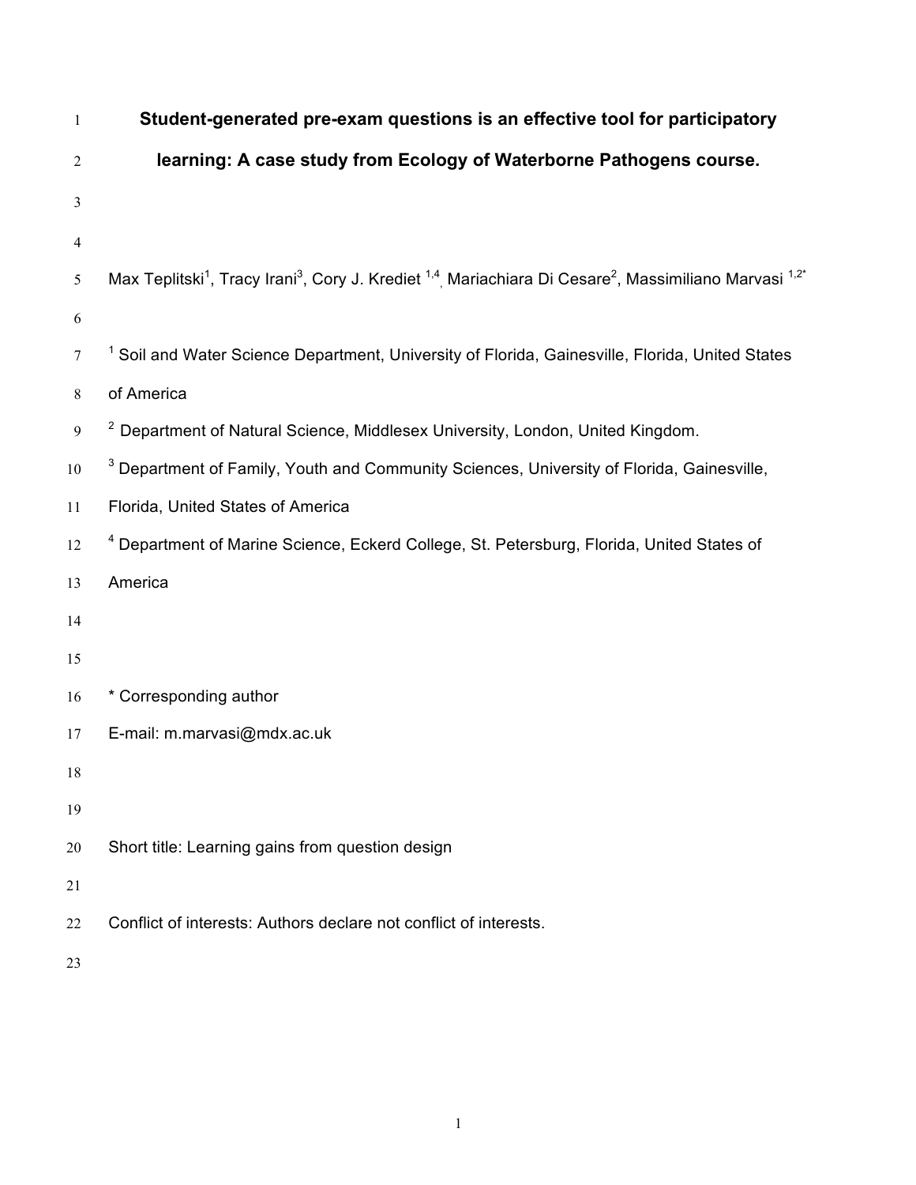# Student-generated pre-exam questions is an effective tool for participatory learning: A case study from Ecology of Waterborne Pathogens course.

Max Teplitski[1], Tracy Irani[3], Cory J. Krediet [1,4], Mariachiara Di Cesare[2], Massimiliano Marvasi [1,2*]

[1] Soil and Water Science Department, University of Florida, Gainesville, Florida, United States of America

[2] Department of Natural Science, Middlesex University, London, United Kingdom.

[3] Department of Family, Youth and Community Sciences, University of Florida, Gainesville, Florida, United States of America

[4] Department of Marine Science, Eckerd College, St. Petersburg, Florida, United States of America

\* Corresponding author

E-mail: m.marvasi@mdx.ac.uk

Short title: Learning gains from question design

Conflict of interests: Authors declare not conflict of interests.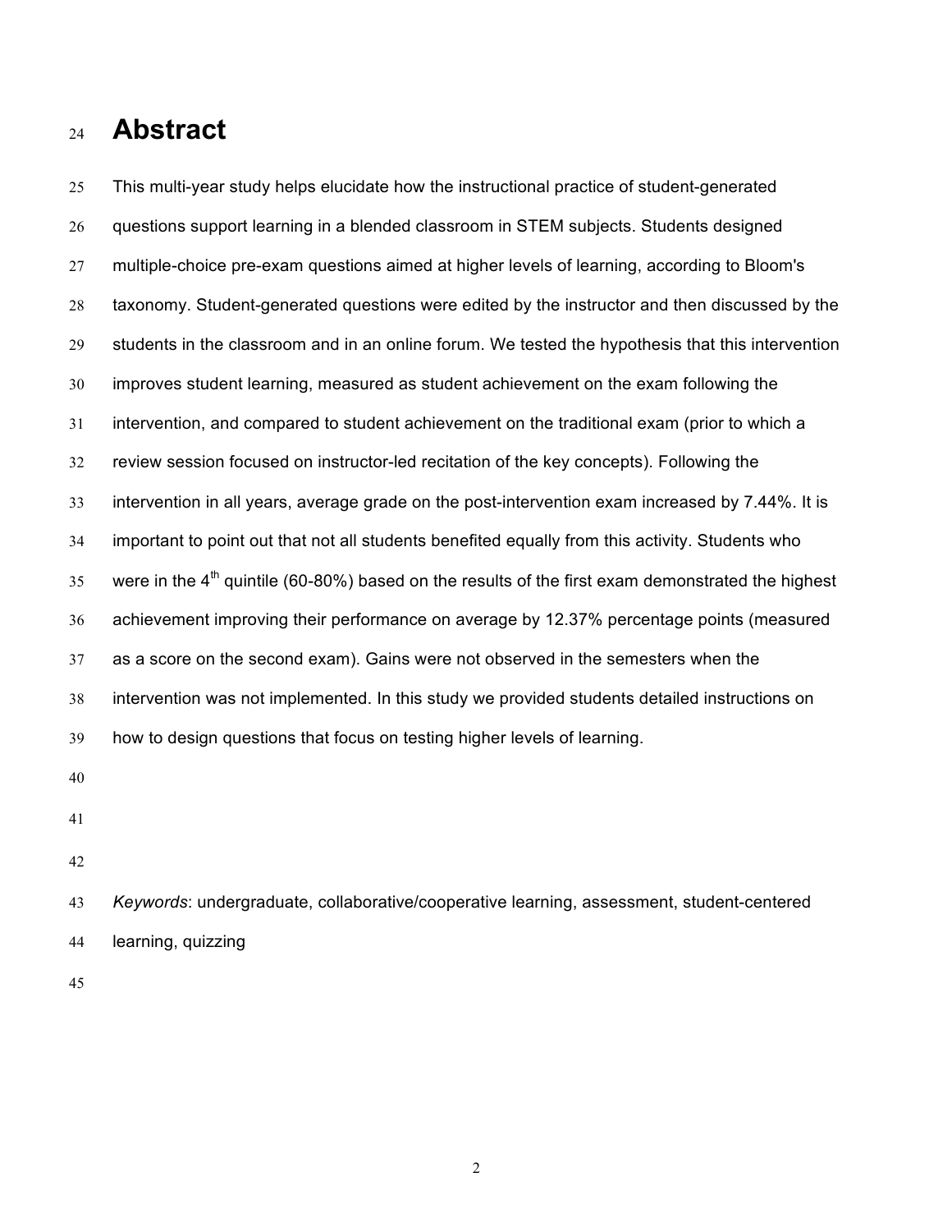# Abstract

This multi-year study helps elucidate how the instructional practice of student-generated questions support learning in a blended classroom in STEM subjects. Students designed multiple-choice pre-exam questions aimed at higher levels of learning, according to Bloom's taxonomy. Student-generated questions were edited by the instructor and then discussed by the students in the classroom and in an online forum. We tested the hypothesis that this intervention improves student learning, measured as student achievement on the exam following the intervention, and compared to student achievement on the traditional exam (prior to which a review session focused on instructor-led recitation of the key concepts). Following the intervention in all years, average grade on the post-intervention exam increased by 7.44%. It is important to point out that not all students benefited equally from this activity. Students who were in the 4th quintile (60-80%) based on the results of the first exam demonstrated the highest achievement improving their performance on average by 12.37% percentage points (measured as a score on the second exam). Gains were not observed in the semesters when the intervention was not implemented. In this study we provided students detailed instructions on how to design questions that focus on testing higher levels of learning.

*Keywords*: undergraduate, collaborative/cooperative learning, assessment, student-centered learning, quizzing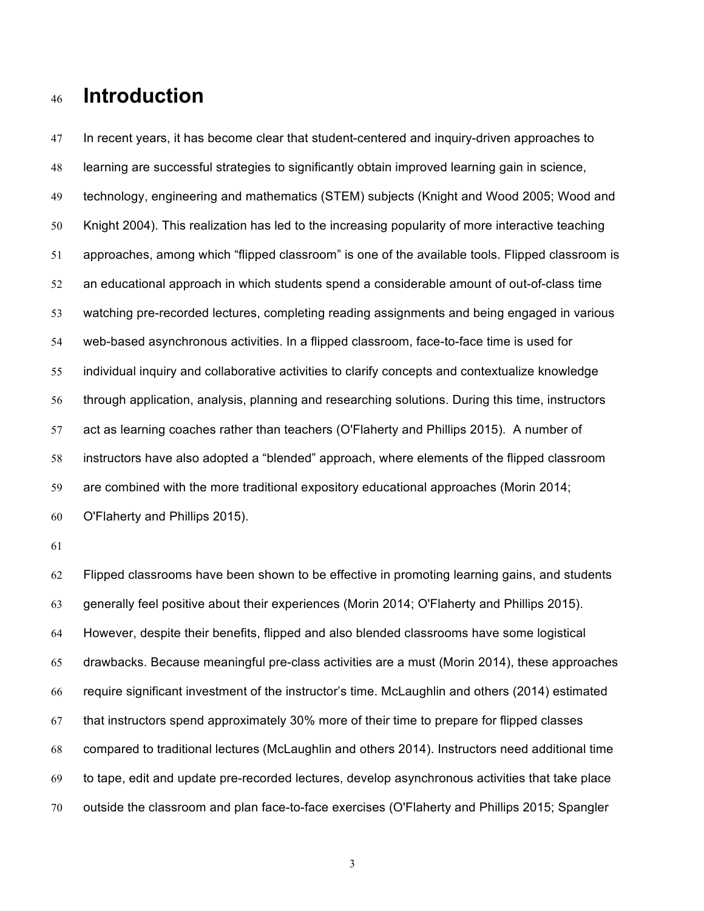# Introduction

In recent years, it has become clear that student-centered and inquiry-driven approaches to learning are successful strategies to significantly obtain improved learning gain in science, technology, engineering and mathematics (STEM) subjects (Knight and Wood 2005; Wood and Knight 2004). This realization has led to the increasing popularity of more interactive teaching approaches, among which "flipped classroom" is one of the available tools. Flipped classroom is an educational approach in which students spend a considerable amount of out-of-class time watching pre-recorded lectures, completing reading assignments and being engaged in various web-based asynchronous activities. In a flipped classroom, face-to-face time is used for individual inquiry and collaborative activities to clarify concepts and contextualize knowledge through application, analysis, planning and researching solutions. During this time, instructors act as learning coaches rather than teachers (O'Flaherty and Phillips 2015). A number of instructors have also adopted a "blended" approach, where elements of the flipped classroom are combined with the more traditional expository educational approaches (Morin 2014; O'Flaherty and Phillips 2015).

Flipped classrooms have been shown to be effective in promoting learning gains, and students generally feel positive about their experiences (Morin 2014; O'Flaherty and Phillips 2015). However, despite their benefits, flipped and also blended classrooms have some logistical drawbacks. Because meaningful pre-class activities are a must (Morin 2014), these approaches require significant investment of the instructor's time. McLaughlin and others (2014) estimated that instructors spend approximately 30% more of their time to prepare for flipped classes compared to traditional lectures (McLaughlin and others 2014). Instructors need additional time to tape, edit and update pre-recorded lectures, develop asynchronous activities that take place outside the classroom and plan face-to-face exercises (O'Flaherty and Phillips 2015; Spangler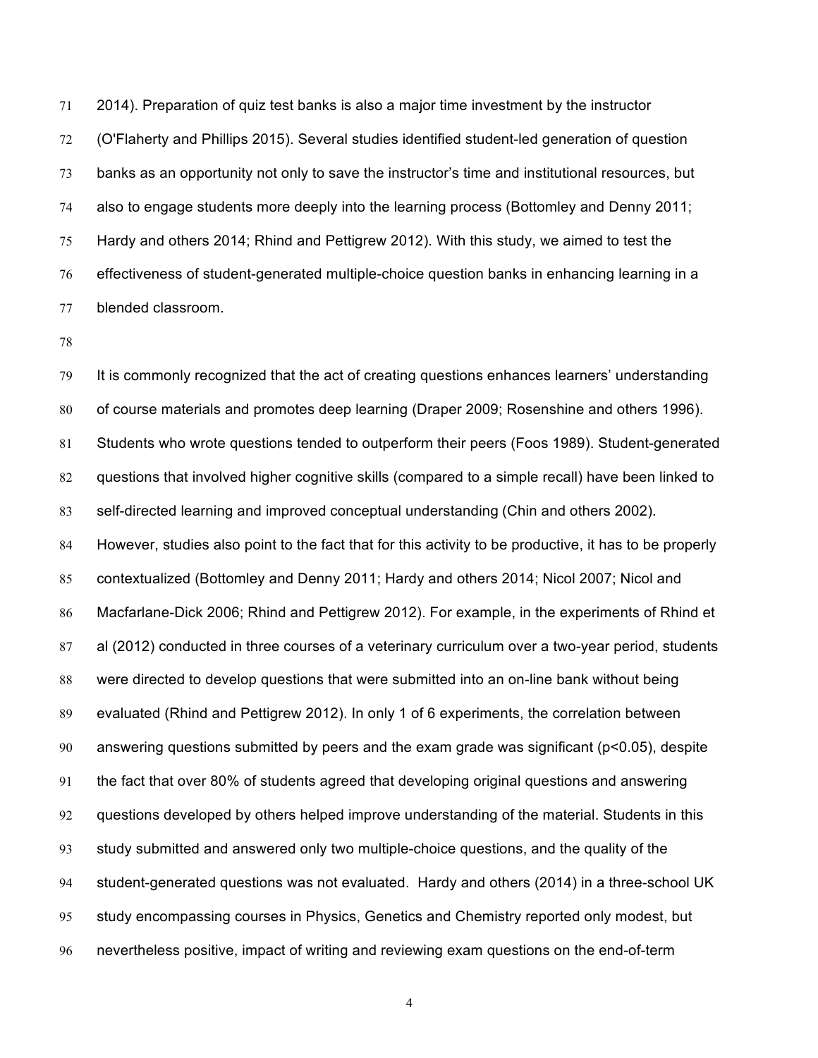2014). Preparation of quiz test banks is also a major time investment by the instructor (O'Flaherty and Phillips 2015). Several studies identified student-led generation of question banks as an opportunity not only to save the instructor's time and institutional resources, but also to engage students more deeply into the learning process (Bottomley and Denny 2011; Hardy and others 2014; Rhind and Pettigrew 2012). With this study, we aimed to test the effectiveness of student-generated multiple-choice question banks in enhancing learning in a blended classroom.

It is commonly recognized that the act of creating questions enhances learners' understanding of course materials and promotes deep learning (Draper 2009; Rosenshine and others 1996). Students who wrote questions tended to outperform their peers (Foos 1989). Student-generated questions that involved higher cognitive skills (compared to a simple recall) have been linked to self-directed learning and improved conceptual understanding (Chin and others 2002). However, studies also point to the fact that for this activity to be productive, it has to be properly contextualized (Bottomley and Denny 2011; Hardy and others 2014; Nicol 2007; Nicol and Macfarlane-Dick 2006; Rhind and Pettigrew 2012). For example, in the experiments of Rhind et al (2012) conducted in three courses of a veterinary curriculum over a two-year period, students were directed to develop questions that were submitted into an on-line bank without being evaluated (Rhind and Pettigrew 2012). In only 1 of 6 experiments, the correlation between answering questions submitted by peers and the exam grade was significant ($p<0.05$), despite the fact that over 80% of students agreed that developing original questions and answering questions developed by others helped improve understanding of the material. Students in this study submitted and answered only two multiple-choice questions, and the quality of the student-generated questions was not evaluated. Hardy and others (2014) in a three-school UK study encompassing courses in Physics, Genetics and Chemistry reported only modest, but nevertheless positive, impact of writing and reviewing exam questions on the end-of-term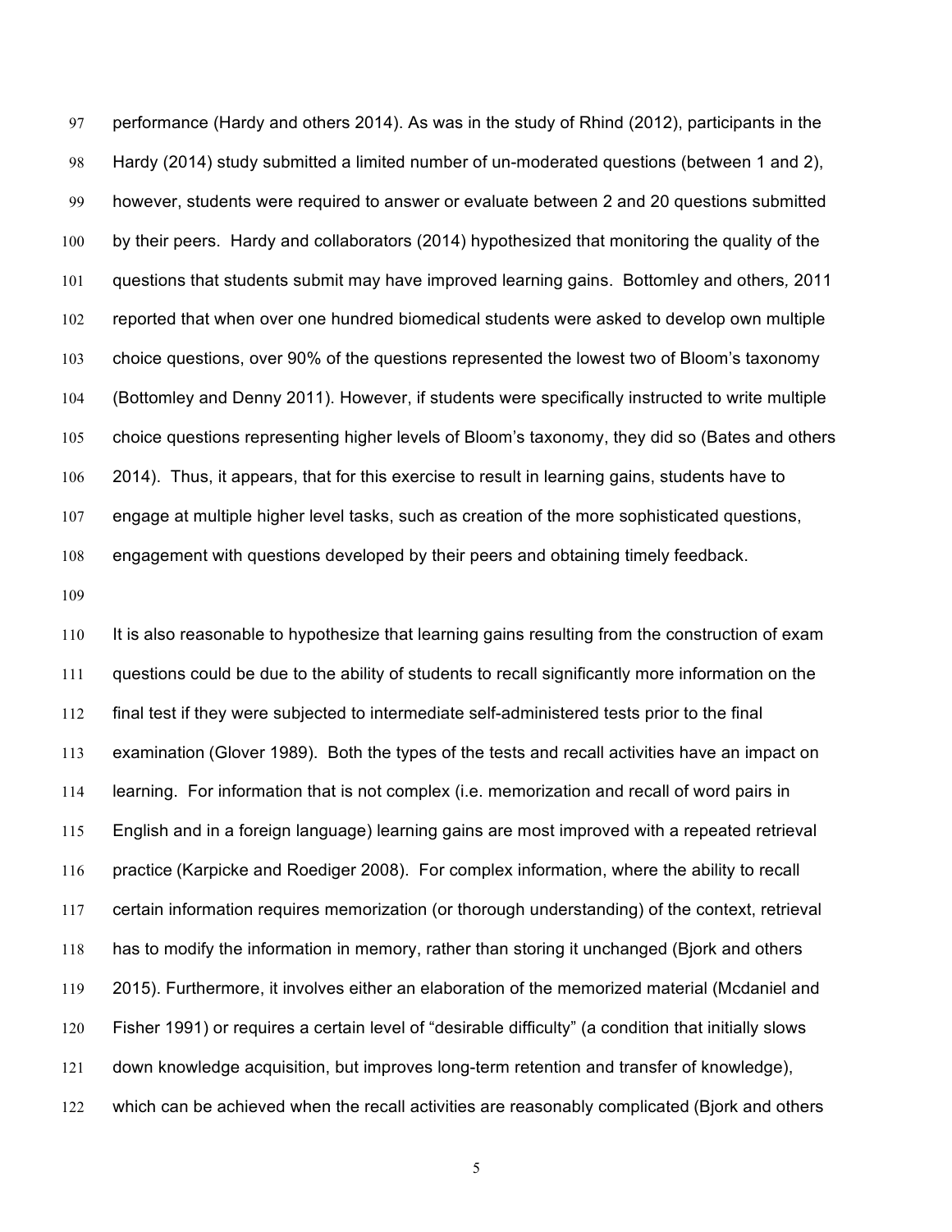performance (Hardy and others 2014). As was in the study of Rhind (2012), participants in the Hardy (2014) study submitted a limited number of un-moderated questions (between 1 and 2), however, students were required to answer or evaluate between 2 and 20 questions submitted by their peers. Hardy and collaborators (2014) hypothesized that monitoring the quality of the questions that students submit may have improved learning gains. Bottomley and others, 2011 reported that when over one hundred biomedical students were asked to develop own multiple choice questions, over 90% of the questions represented the lowest two of Bloom's taxonomy (Bottomley and Denny 2011). However, if students were specifically instructed to write multiple choice questions representing higher levels of Bloom's taxonomy, they did so (Bates and others 2014). Thus, it appears, that for this exercise to result in learning gains, students have to engage at multiple higher level tasks, such as creation of the more sophisticated questions, engagement with questions developed by their peers and obtaining timely feedback.

It is also reasonable to hypothesize that learning gains resulting from the construction of exam questions could be due to the ability of students to recall significantly more information on the final test if they were subjected to intermediate self-administered tests prior to the final examination (Glover 1989). Both the types of the tests and recall activities have an impact on learning. For information that is not complex (i.e. memorization and recall of word pairs in English and in a foreign language) learning gains are most improved with a repeated retrieval practice (Karpicke and Roediger 2008). For complex information, where the ability to recall certain information requires memorization (or thorough understanding) of the context, retrieval has to modify the information in memory, rather than storing it unchanged (Bjork and others 2015). Furthermore, it involves either an elaboration of the memorized material (Mcdaniel and Fisher 1991) or requires a certain level of "desirable difficulty" (a condition that initially slows down knowledge acquisition, but improves long-term retention and transfer of knowledge), which can be achieved when the recall activities are reasonably complicated (Bjork and others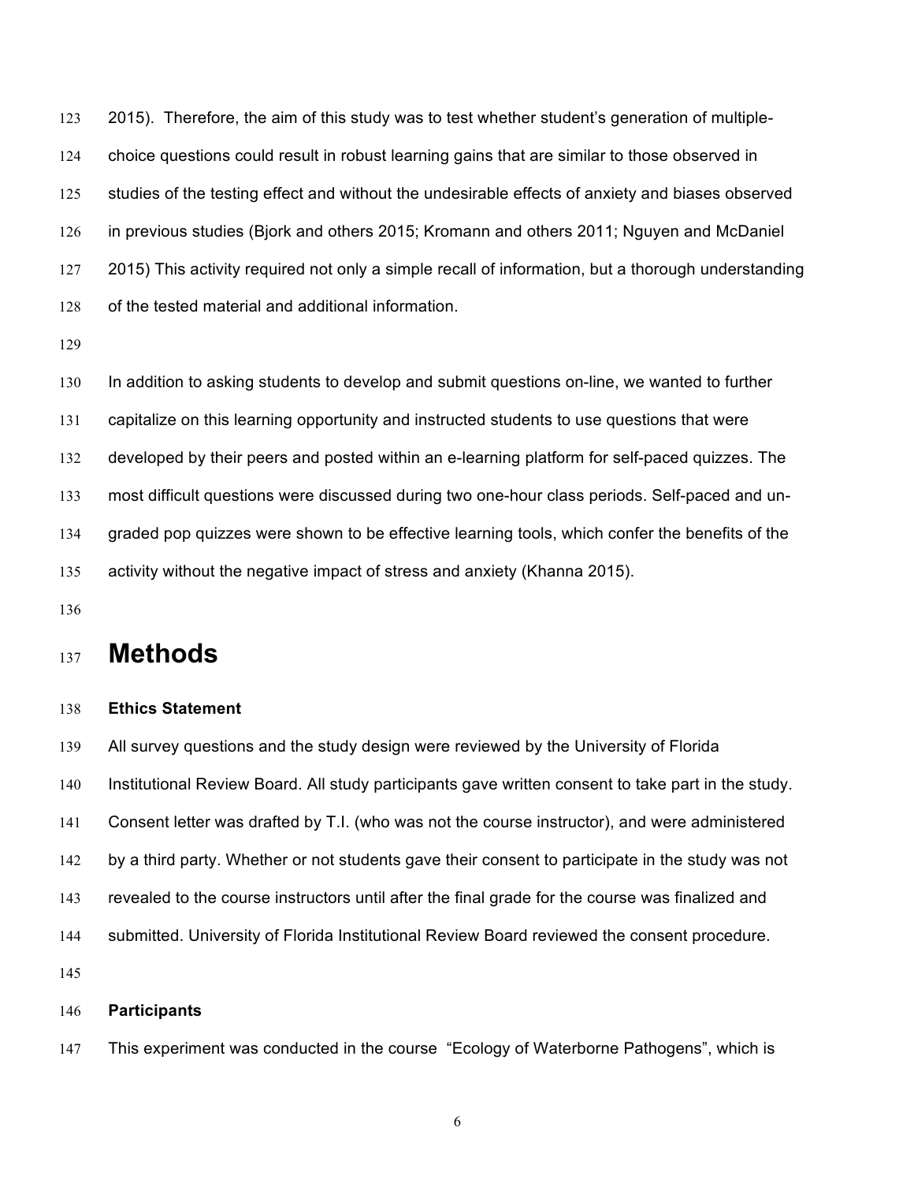2015). Therefore, the aim of this study was to test whether student's generation of multiple-choice questions could result in robust learning gains that are similar to those observed in studies of the testing effect and without the undesirable effects of anxiety and biases observed in previous studies (Bjork and others 2015; Kromann and others 2011; Nguyen and McDaniel 2015) This activity required not only a simple recall of information, but a thorough understanding of the tested material and additional information.

In addition to asking students to develop and submit questions on-line, we wanted to further capitalize on this learning opportunity and instructed students to use questions that were developed by their peers and posted within an e-learning platform for self-paced quizzes. The most difficult questions were discussed during two one-hour class periods. Self-paced and un-graded pop quizzes were shown to be effective learning tools, which confer the benefits of the activity without the negative impact of stress and anxiety (Khanna 2015).

# Methods

**Ethics Statement**

All survey questions and the study design were reviewed by the University of Florida Institutional Review Board. All study participants gave written consent to take part in the study. Consent letter was drafted by T.I. (who was not the course instructor), and were administered by a third party. Whether or not students gave their consent to participate in the study was not revealed to the course instructors until after the final grade for the course was finalized and submitted. University of Florida Institutional Review Board reviewed the consent procedure.

**Participants**

This experiment was conducted in the course "Ecology of Waterborne Pathogens", which is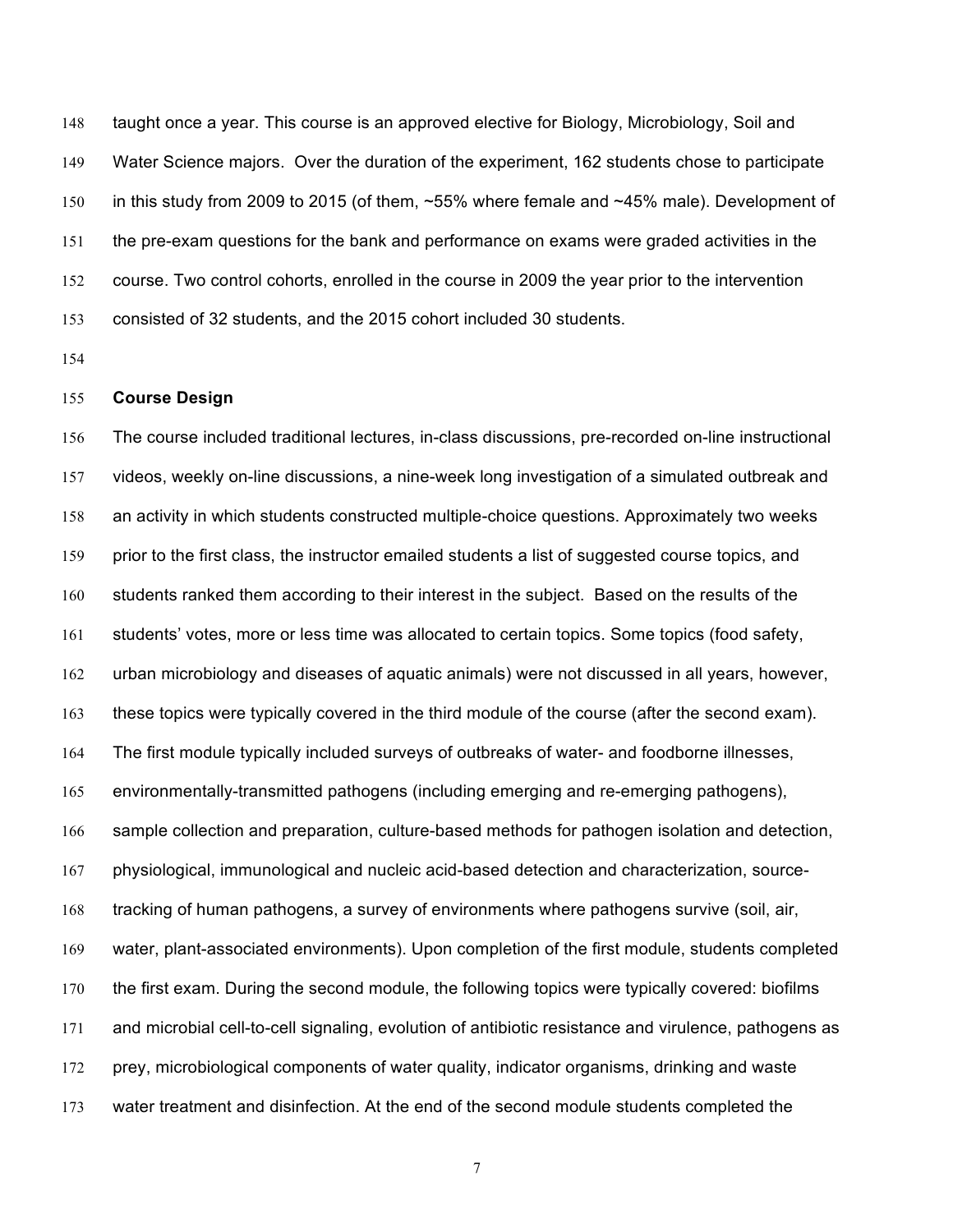taught once a year. This course is an approved elective for Biology, Microbiology, Soil and Water Science majors. Over the duration of the experiment, 162 students chose to participate in this study from 2009 to 2015 (of them, ~55% where female and ~45% male). Development of the pre-exam questions for the bank and performance on exams were graded activities in the course. Two control cohorts, enrolled in the course in 2009 the year prior to the intervention consisted of 32 students, and the 2015 cohort included 30 students.

## Course Design

The course included traditional lectures, in-class discussions, pre-recorded on-line instructional videos, weekly on-line discussions, a nine-week long investigation of a simulated outbreak and an activity in which students constructed multiple-choice questions. Approximately two weeks prior to the first class, the instructor emailed students a list of suggested course topics, and students ranked them according to their interest in the subject. Based on the results of the students' votes, more or less time was allocated to certain topics. Some topics (food safety, urban microbiology and diseases of aquatic animals) were not discussed in all years, however, these topics were typically covered in the third module of the course (after the second exam). The first module typically included surveys of outbreaks of water- and foodborne illnesses, environmentally-transmitted pathogens (including emerging and re-emerging pathogens), sample collection and preparation, culture-based methods for pathogen isolation and detection, physiological, immunological and nucleic acid-based detection and characterization, source-tracking of human pathogens, a survey of environments where pathogens survive (soil, air, water, plant-associated environments). Upon completion of the first module, students completed the first exam. During the second module, the following topics were typically covered: biofilms and microbial cell-to-cell signaling, evolution of antibiotic resistance and virulence, pathogens as prey, microbiological components of water quality, indicator organisms, drinking and waste water treatment and disinfection. At the end of the second module students completed the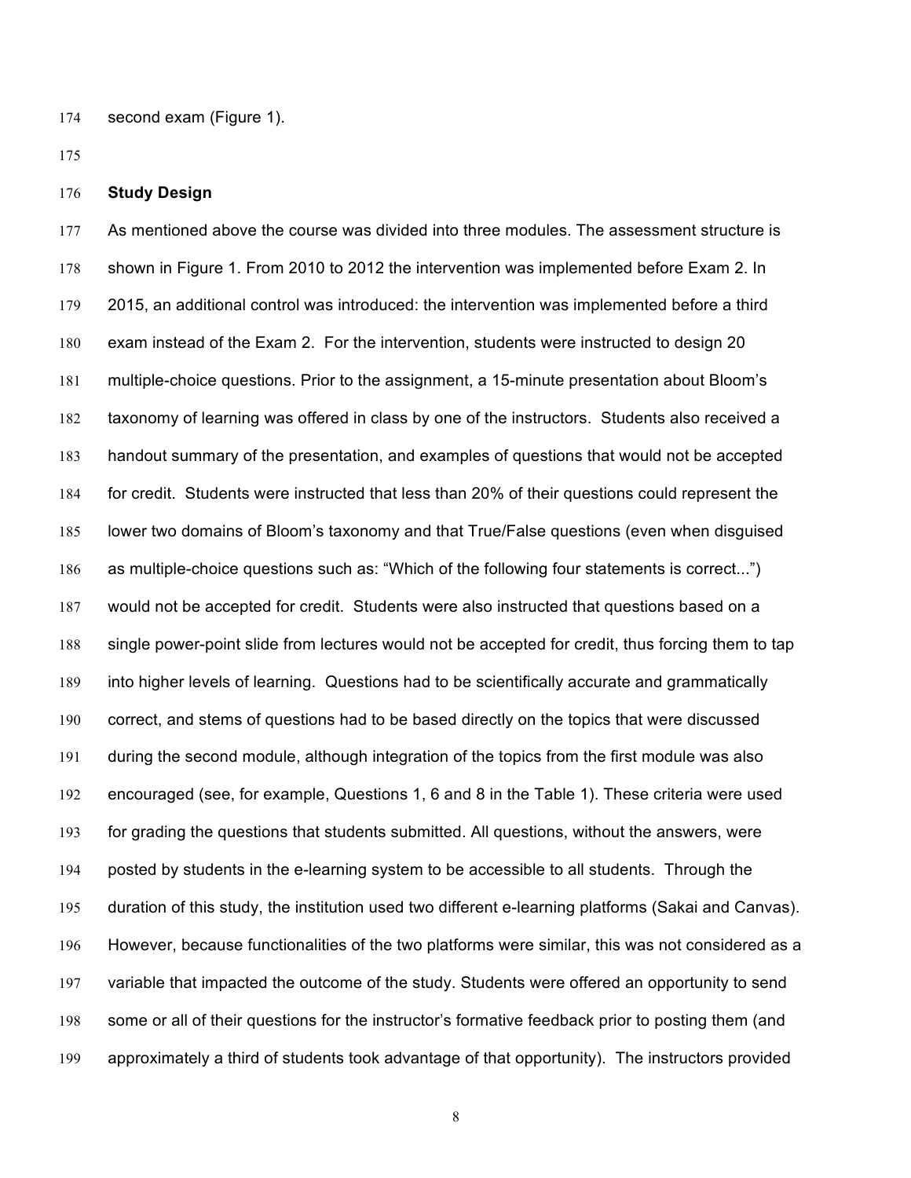second exam (Figure 1).

## Study Design

As mentioned above the course was divided into three modules. The assessment structure is shown in Figure 1. From 2010 to 2012 the intervention was implemented before Exam 2. In 2015, an additional control was introduced: the intervention was implemented before a third exam instead of the Exam 2. For the intervention, students were instructed to design 20 multiple-choice questions. Prior to the assignment, a 15-minute presentation about Bloom's taxonomy of learning was offered in class by one of the instructors. Students also received a handout summary of the presentation, and examples of questions that would not be accepted for credit. Students were instructed that less than 20% of their questions could represent the lower two domains of Bloom's taxonomy and that True/False questions (even when disguised as multiple-choice questions such as: "Which of the following four statements is correct...") would not be accepted for credit. Students were also instructed that questions based on a single power-point slide from lectures would not be accepted for credit, thus forcing them to tap into higher levels of learning. Questions had to be scientifically accurate and grammatically correct, and stems of questions had to be based directly on the topics that were discussed during the second module, although integration of the topics from the first module was also encouraged (see, for example, Questions 1, 6 and 8 in the Table 1). These criteria were used for grading the questions that students submitted. All questions, without the answers, were posted by students in the e-learning system to be accessible to all students. Through the duration of this study, the institution used two different e-learning platforms (Sakai and Canvas). However, because functionalities of the two platforms were similar, this was not considered as a variable that impacted the outcome of the study. Students were offered an opportunity to send some or all of their questions for the instructor's formative feedback prior to posting them (and approximately a third of students took advantage of that opportunity). The instructors provided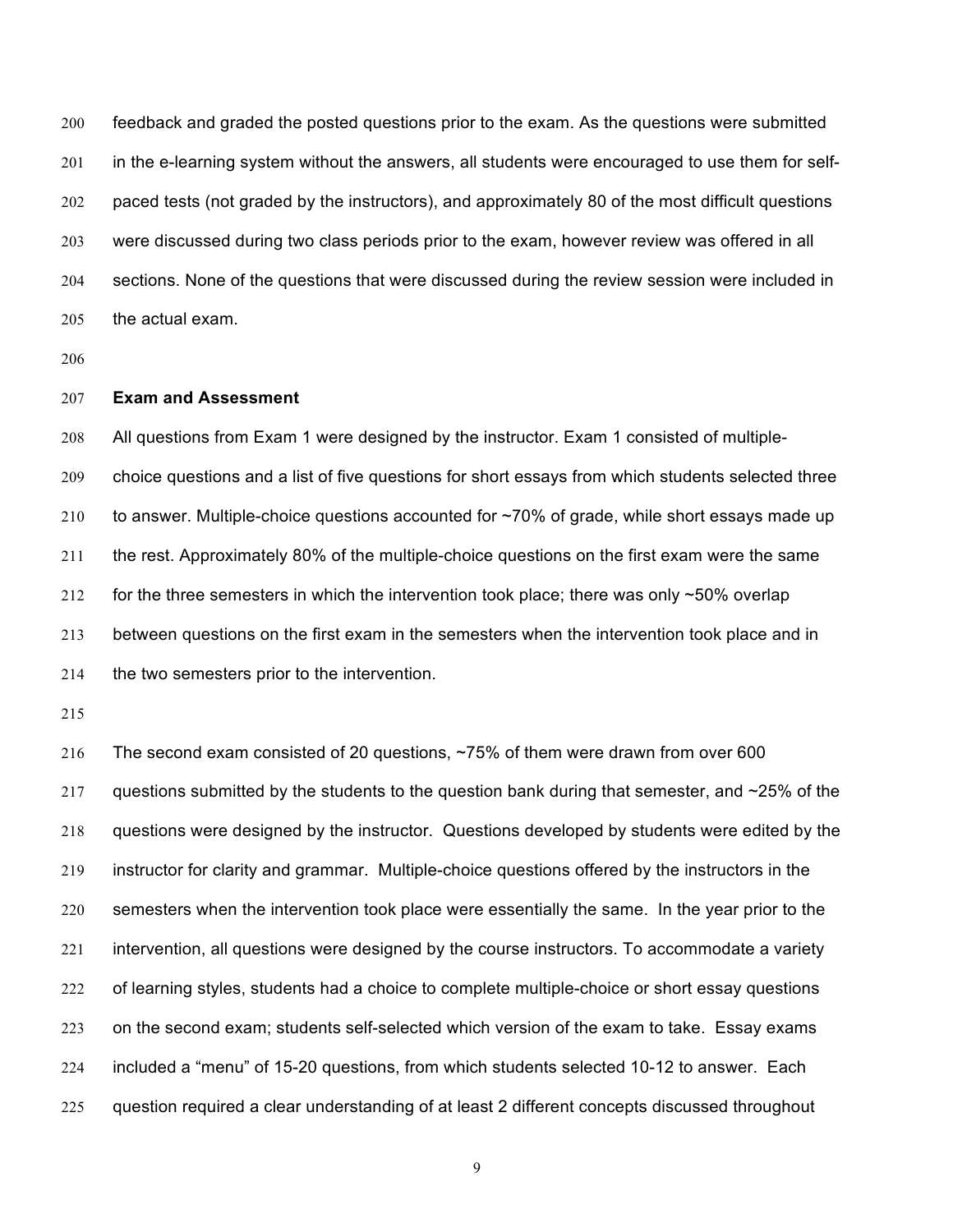feedback and graded the posted questions prior to the exam. As the questions were submitted in the e-learning system without the answers, all students were encouraged to use them for self-paced tests (not graded by the instructors), and approximately 80 of the most difficult questions were discussed during two class periods prior to the exam, however review was offered in all sections. None of the questions that were discussed during the review session were included in the actual exam.

**Exam and Assessment**

All questions from Exam 1 were designed by the instructor. Exam 1 consisted of multiple-choice questions and a list of five questions for short essays from which students selected three to answer. Multiple-choice questions accounted for ~70% of grade, while short essays made up the rest. Approximately 80% of the multiple-choice questions on the first exam were the same for the three semesters in which the intervention took place; there was only ~50% overlap between questions on the first exam in the semesters when the intervention took place and in the two semesters prior to the intervention.

The second exam consisted of 20 questions, ~75% of them were drawn from over 600 questions submitted by the students to the question bank during that semester, and ~25% of the questions were designed by the instructor. Questions developed by students were edited by the instructor for clarity and grammar. Multiple-choice questions offered by the instructors in the semesters when the intervention took place were essentially the same. In the year prior to the intervention, all questions were designed by the course instructors. To accommodate a variety of learning styles, students had a choice to complete multiple-choice or short essay questions on the second exam; students self-selected which version of the exam to take. Essay exams included a "menu" of 15-20 questions, from which students selected 10-12 to answer. Each question required a clear understanding of at least 2 different concepts discussed throughout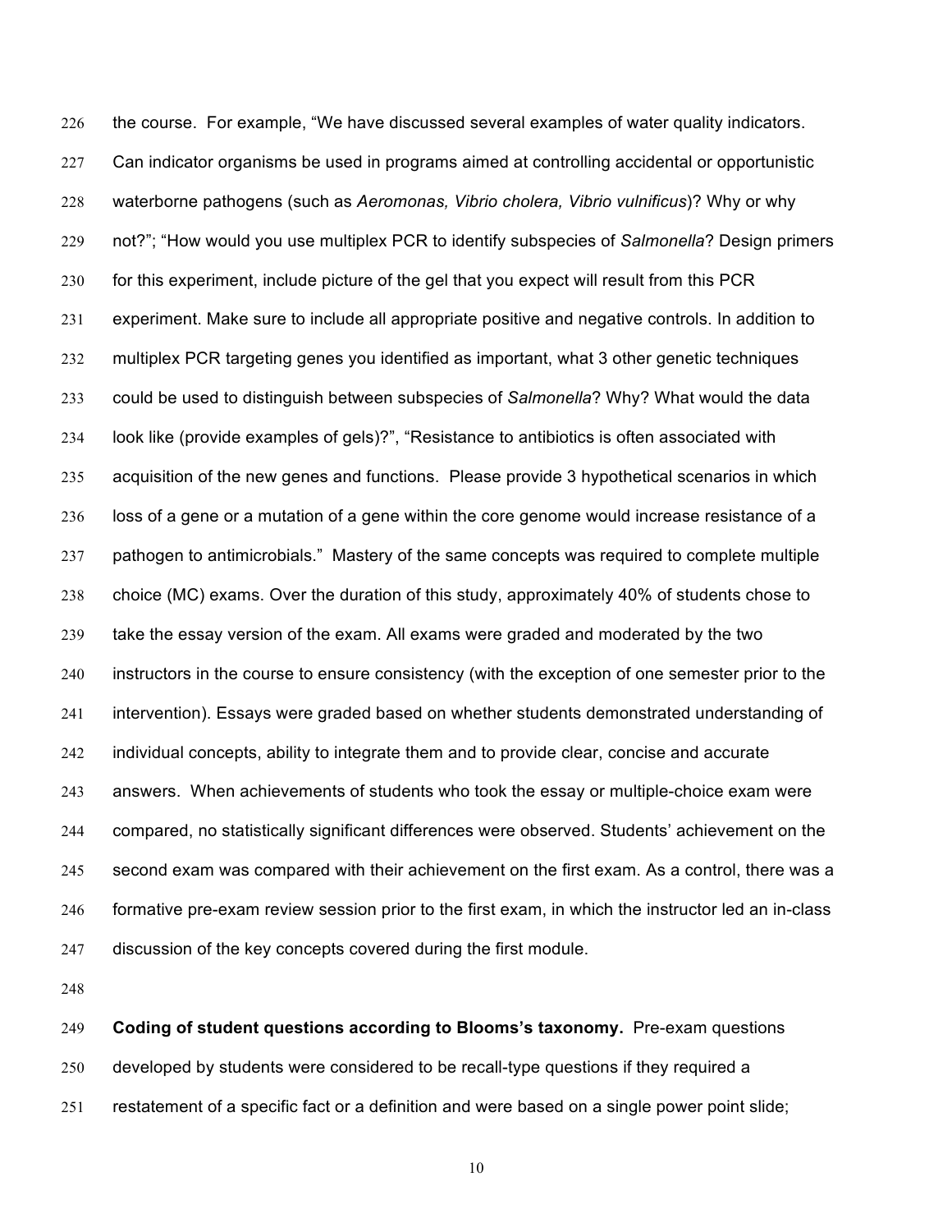the course. For example, “We have discussed several examples of water quality indicators. Can indicator organisms be used in programs aimed at controlling accidental or opportunistic waterborne pathogens (such as *Aeromonas, Vibrio cholera, Vibrio vulnificus*)? Why or why not?”; “How would you use multiplex PCR to identify subspecies of *Salmonella*? Design primers for this experiment, include picture of the gel that you expect will result from this PCR experiment. Make sure to include all appropriate positive and negative controls. In addition to multiplex PCR targeting genes you identified as important, what 3 other genetic techniques could be used to distinguish between subspecies of *Salmonella*? Why? What would the data look like (provide examples of gels)?”, “Resistance to antibiotics is often associated with acquisition of the new genes and functions. Please provide 3 hypothetical scenarios in which loss of a gene or a mutation of a gene within the core genome would increase resistance of a pathogen to antimicrobials.” Mastery of the same concepts was required to complete multiple choice (MC) exams. Over the duration of this study, approximately 40% of students chose to take the essay version of the exam. All exams were graded and moderated by the two instructors in the course to ensure consistency (with the exception of one semester prior to the intervention). Essays were graded based on whether students demonstrated understanding of individual concepts, ability to integrate them and to provide clear, concise and accurate answers. When achievements of students who took the essay or multiple-choice exam were compared, no statistically significant differences were observed. Students’ achievement on the second exam was compared with their achievement on the first exam. As a control, there was a formative pre-exam review session prior to the first exam, in which the instructor led an in-class discussion of the key concepts covered during the first module.

**Coding of student questions according to Blooms’s taxonomy.** Pre-exam questions developed by students were considered to be recall-type questions if they required a restatement of a specific fact or a definition and were based on a single power point slide;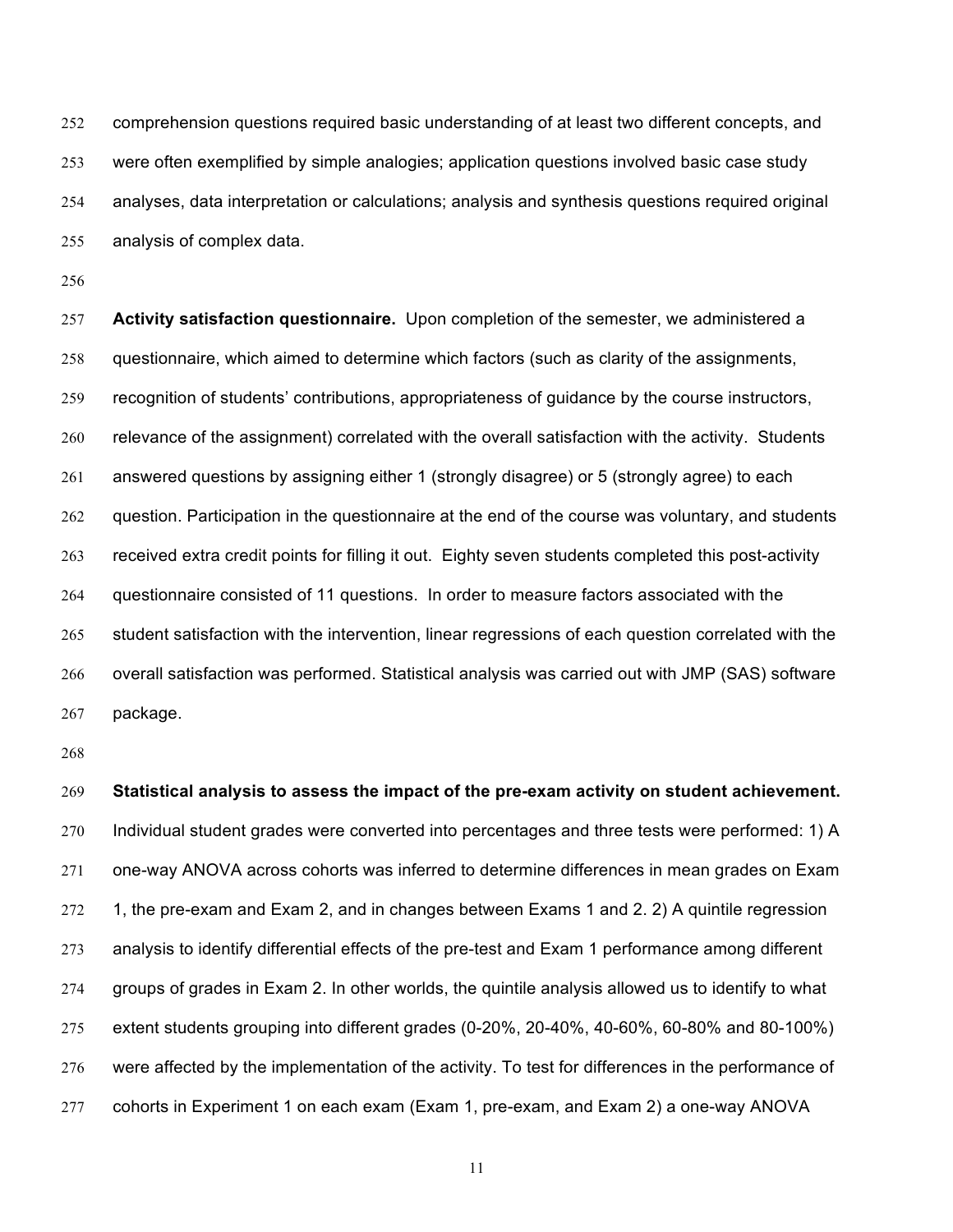comprehension questions required basic understanding of at least two different concepts, and were often exemplified by simple analogies; application questions involved basic case study analyses, data interpretation or calculations; analysis and synthesis questions required original analysis of complex data.

**Activity satisfaction questionnaire.** Upon completion of the semester, we administered a questionnaire, which aimed to determine which factors (such as clarity of the assignments, recognition of students' contributions, appropriateness of guidance by the course instructors, relevance of the assignment) correlated with the overall satisfaction with the activity. Students answered questions by assigning either 1 (strongly disagree) or 5 (strongly agree) to each question. Participation in the questionnaire at the end of the course was voluntary, and students received extra credit points for filling it out. Eighty seven students completed this post-activity questionnaire consisted of 11 questions. In order to measure factors associated with the student satisfaction with the intervention, linear regressions of each question correlated with the overall satisfaction was performed. Statistical analysis was carried out with JMP (SAS) software package.

**Statistical analysis to assess the impact of the pre-exam activity on student achievement.** Individual student grades were converted into percentages and three tests were performed: 1) A one-way ANOVA across cohorts was inferred to determine differences in mean grades on Exam 1, the pre-exam and Exam 2, and in changes between Exams 1 and 2. 2) A quintile regression analysis to identify differential effects of the pre-test and Exam 1 performance among different groups of grades in Exam 2. In other worlds, the quintile analysis allowed us to identify to what extent students grouping into different grades (0-20%, 20-40%, 40-60%, 60-80% and 80-100%) were affected by the implementation of the activity. To test for differences in the performance of cohorts in Experiment 1 on each exam (Exam 1, pre-exam, and Exam 2) a one-way ANOVA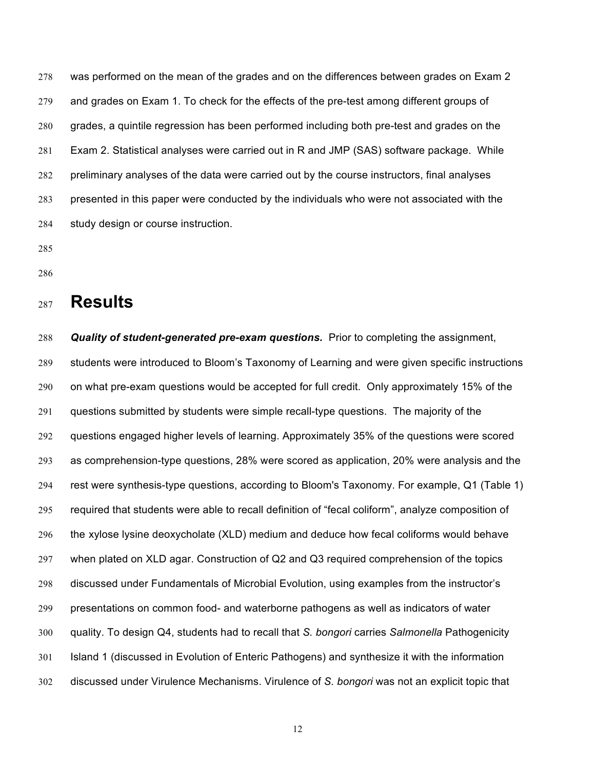was performed on the mean of the grades and on the differences between grades on Exam 2 and grades on Exam 1. To check for the effects of the pre-test among different groups of grades, a quintile regression has been performed including both pre-test and grades on the Exam 2. Statistical analyses were carried out in R and JMP (SAS) software package. While preliminary analyses of the data were carried out by the course instructors, final analyses presented in this paper were conducted by the individuals who were not associated with the study design or course instruction.

# Results

***Quality of student-generated pre-exam questions.*** Prior to completing the assignment, students were introduced to Bloom's Taxonomy of Learning and were given specific instructions on what pre-exam questions would be accepted for full credit. Only approximately 15% of the questions submitted by students were simple recall-type questions. The majority of the questions engaged higher levels of learning. Approximately 35% of the questions were scored as comprehension-type questions, 28% were scored as application, 20% were analysis and the rest were synthesis-type questions, according to Bloom's Taxonomy. For example, Q1 (Table 1) required that students were able to recall definition of "fecal coliform", analyze composition of the xylose lysine deoxycholate (XLD) medium and deduce how fecal coliforms would behave when plated on XLD agar. Construction of Q2 and Q3 required comprehension of the topics discussed under Fundamentals of Microbial Evolution, using examples from the instructor's presentations on common food- and waterborne pathogens as well as indicators of water quality. To design Q4, students had to recall that *S. bongori* carries *Salmonella* Pathogenicity Island 1 (discussed in Evolution of Enteric Pathogens) and synthesize it with the information discussed under Virulence Mechanisms. Virulence of *S. bongori* was not an explicit topic that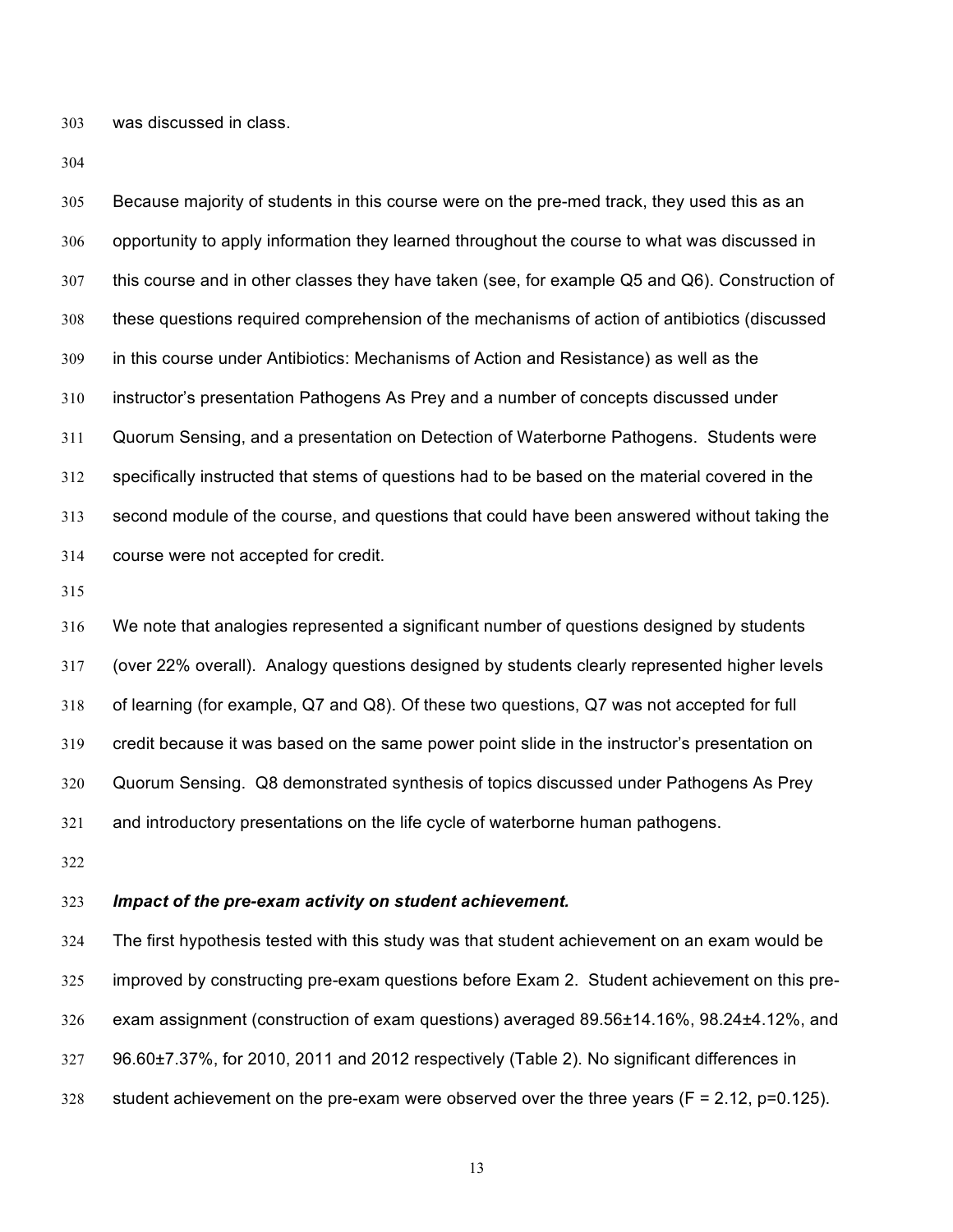was discussed in class.

Because majority of students in this course were on the pre-med track, they used this as an opportunity to apply information they learned throughout the course to what was discussed in this course and in other classes they have taken (see, for example Q5 and Q6). Construction of these questions required comprehension of the mechanisms of action of antibiotics (discussed in this course under Antibiotics: Mechanisms of Action and Resistance) as well as the instructor's presentation Pathogens As Prey and a number of concepts discussed under Quorum Sensing, and a presentation on Detection of Waterborne Pathogens. Students were specifically instructed that stems of questions had to be based on the material covered in the second module of the course, and questions that could have been answered without taking the course were not accepted for credit.

We note that analogies represented a significant number of questions designed by students (over 22% overall). Analogy questions designed by students clearly represented higher levels of learning (for example, Q7 and Q8). Of these two questions, Q7 was not accepted for full credit because it was based on the same power point slide in the instructor's presentation on Quorum Sensing. Q8 demonstrated synthesis of topics discussed under Pathogens As Prey and introductory presentations on the life cycle of waterborne human pathogens.

***Impact of the pre-exam activity on student achievement.***

The first hypothesis tested with this study was that student achievement on an exam would be improved by constructing pre-exam questions before Exam 2. Student achievement on this pre-exam assignment (construction of exam questions) averaged 89.56±14.16%, 98.24±4.12%, and 96.60±7.37%, for 2010, 2011 and 2012 respectively (Table 2). No significant differences in student achievement on the pre-exam were observed over the three years ($F = 2.12$, $p=0.125$).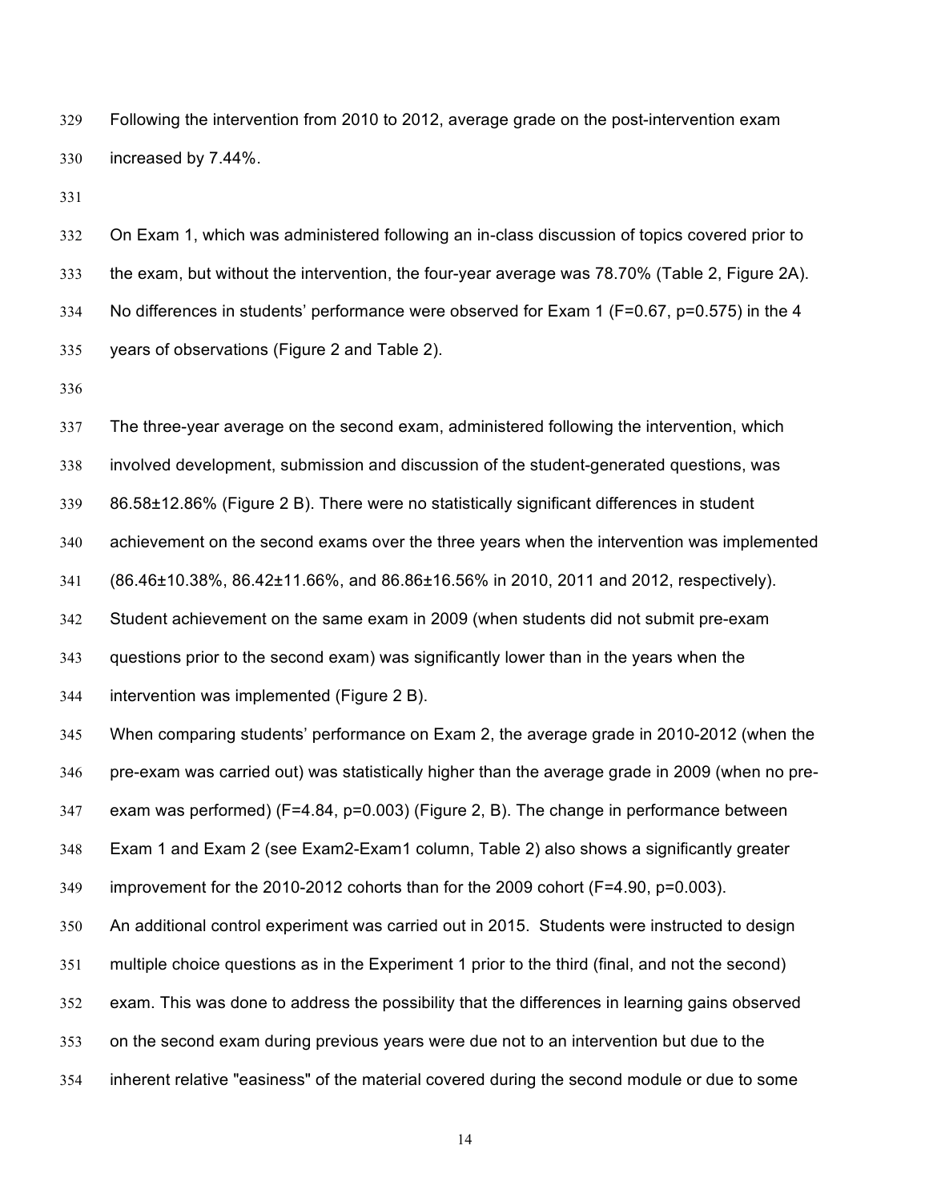Following the intervention from 2010 to 2012, average grade on the post-intervention exam increased by 7.44%.

On Exam 1, which was administered following an in-class discussion of topics covered prior to the exam, but without the intervention, the four-year average was 78.70% (Table 2, Figure 2A). No differences in students' performance were observed for Exam 1 ($F=0.67$, $p=0.575$) in the 4 years of observations (Figure 2 and Table 2).

The three-year average on the second exam, administered following the intervention, which involved development, submission and discussion of the student-generated questions, was 86.58±12.86% (Figure 2 B). There were no statistically significant differences in student achievement on the second exams over the three years when the intervention was implemented (86.46±10.38%, 86.42±11.66%, and 86.86±16.56% in 2010, 2011 and 2012, respectively). Student achievement on the same exam in 2009 (when students did not submit pre-exam questions prior to the second exam) was significantly lower than in the years when the intervention was implemented (Figure 2 B).

When comparing students' performance on Exam 2, the average grade in 2010-2012 (when the pre-exam was carried out) was statistically higher than the average grade in 2009 (when no pre-exam was performed) ($F=4.84$, $p=0.003$) (Figure 2, B). The change in performance between Exam 1 and Exam 2 (see Exam2-Exam1 column, Table 2) also shows a significantly greater improvement for the 2010-2012 cohorts than for the 2009 cohort ($F=4.90$, $p=0.003$).

An additional control experiment was carried out in 2015. Students were instructed to design multiple choice questions as in the Experiment 1 prior to the third (final, and not the second) exam. This was done to address the possibility that the differences in learning gains observed on the second exam during previous years were due not to an intervention but due to the inherent relative "easiness" of the material covered during the second module or due to some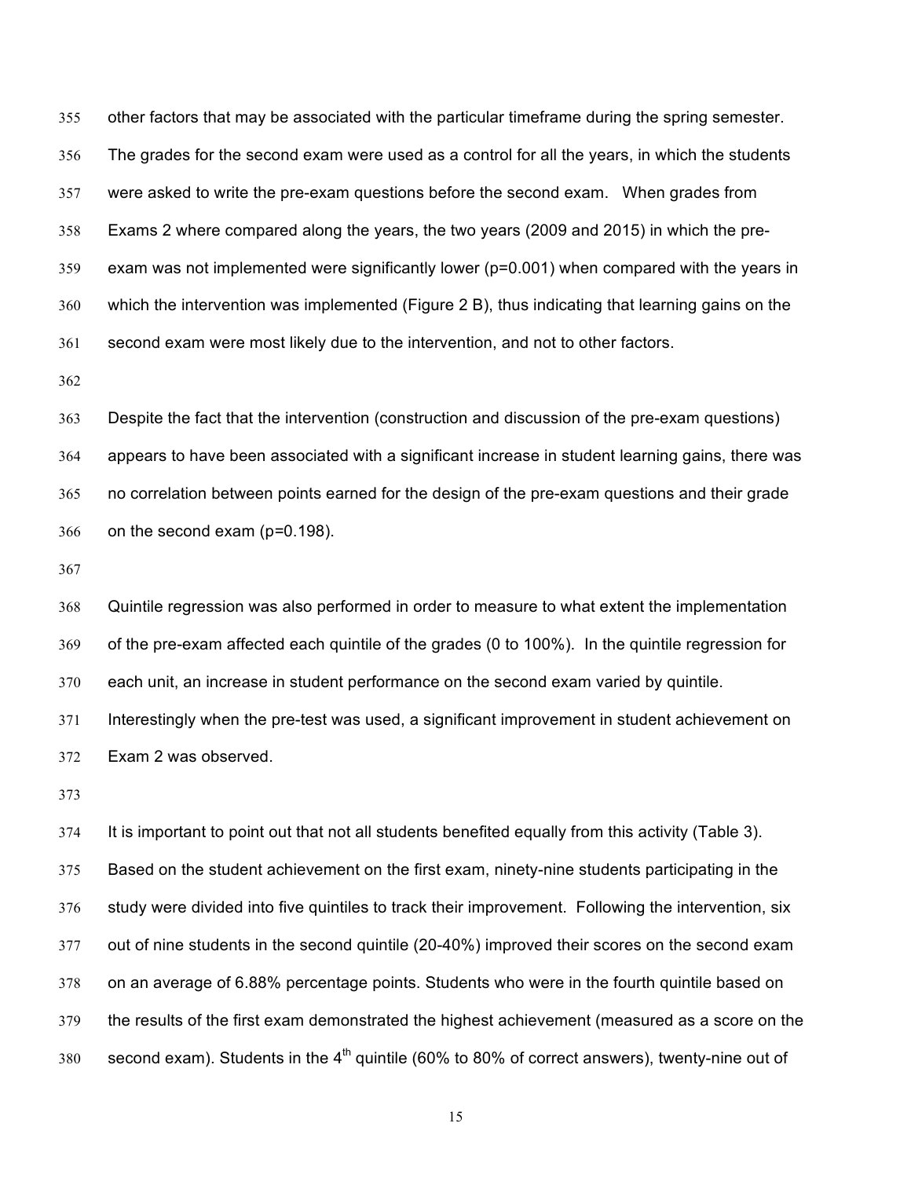other factors that may be associated with the particular timeframe during the spring semester. The grades for the second exam were used as a control for all the years, in which the students were asked to write the pre-exam questions before the second exam. When grades from Exams 2 where compared along the years, the two years (2009 and 2015) in which the pre-exam was not implemented were significantly lower ($p=0.001$) when compared with the years in which the intervention was implemented (Figure 2 B), thus indicating that learning gains on the second exam were most likely due to the intervention, and not to other factors.

Despite the fact that the intervention (construction and discussion of the pre-exam questions) appears to have been associated with a significant increase in student learning gains, there was no correlation between points earned for the design of the pre-exam questions and their grade on the second exam ($p=0.198$).

Quintile regression was also performed in order to measure to what extent the implementation of the pre-exam affected each quintile of the grades (0 to 100%). In the quintile regression for each unit, an increase in student performance on the second exam varied by quintile. Interestingly when the pre-test was used, a significant improvement in student achievement on Exam 2 was observed.

It is important to point out that not all students benefited equally from this activity (Table 3). Based on the student achievement on the first exam, ninety-nine students participating in the study were divided into five quintiles to track their improvement. Following the intervention, six out of nine students in the second quintile (20-40%) improved their scores on the second exam on an average of 6.88% percentage points. Students who were in the fourth quintile based on the results of the first exam demonstrated the highest achievement (measured as a score on the second exam). Students in the 4th quintile (60% to 80% of correct answers), twenty-nine out of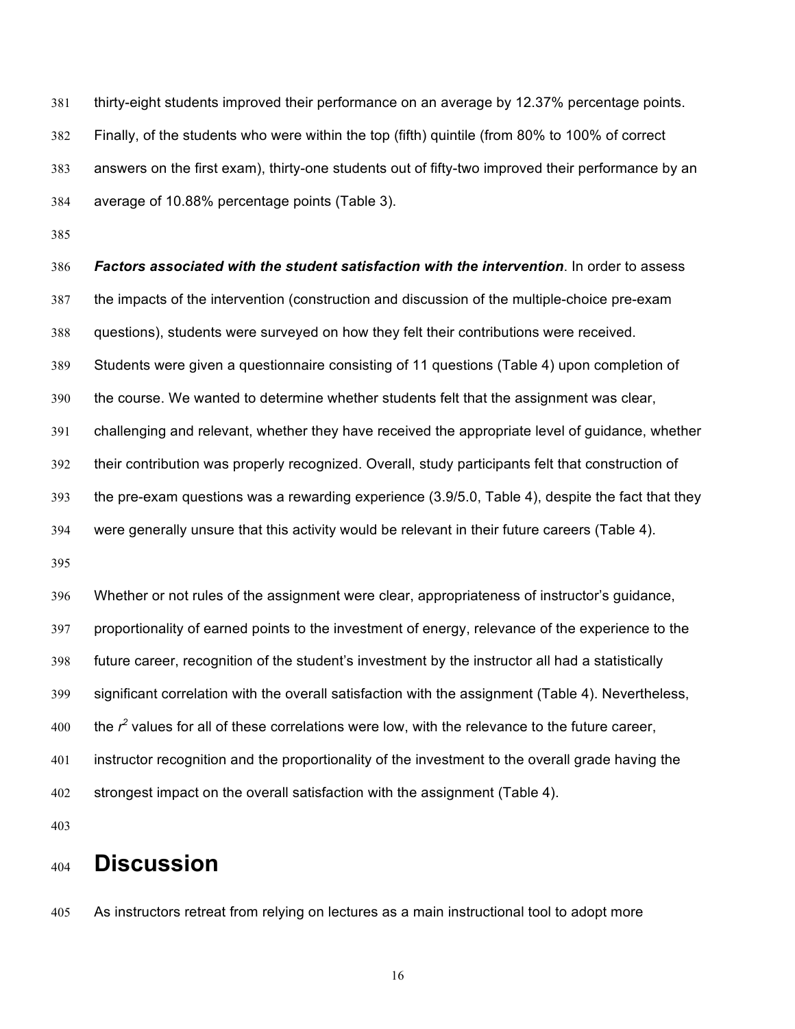thirty-eight students improved their performance on an average by 12.37% percentage points. Finally, of the students who were within the top (fifth) quintile (from 80% to 100% of correct answers on the first exam), thirty-one students out of fifty-two improved their performance by an average of 10.88% percentage points (Table 3).

***Factors associated with the student satisfaction with the intervention***. In order to assess the impacts of the intervention (construction and discussion of the multiple-choice pre-exam questions), students were surveyed on how they felt their contributions were received. Students were given a questionnaire consisting of 11 questions (Table 4) upon completion of the course. We wanted to determine whether students felt that the assignment was clear, challenging and relevant, whether they have received the appropriate level of guidance, whether their contribution was properly recognized. Overall, study participants felt that construction of the pre-exam questions was a rewarding experience (3.9/5.0, Table 4), despite the fact that they were generally unsure that this activity would be relevant in their future careers (Table 4).

Whether or not rules of the assignment were clear, appropriateness of instructor's guidance, proportionality of earned points to the investment of energy, relevance of the experience to the future career, recognition of the student's investment by the instructor all had a statistically significant correlation with the overall satisfaction with the assignment (Table 4). Nevertheless, the $r^2$ values for all of these correlations were low, with the relevance to the future career, instructor recognition and the proportionality of the investment to the overall grade having the strongest impact on the overall satisfaction with the assignment (Table 4).

# Discussion

As instructors retreat from relying on lectures as a main instructional tool to adopt more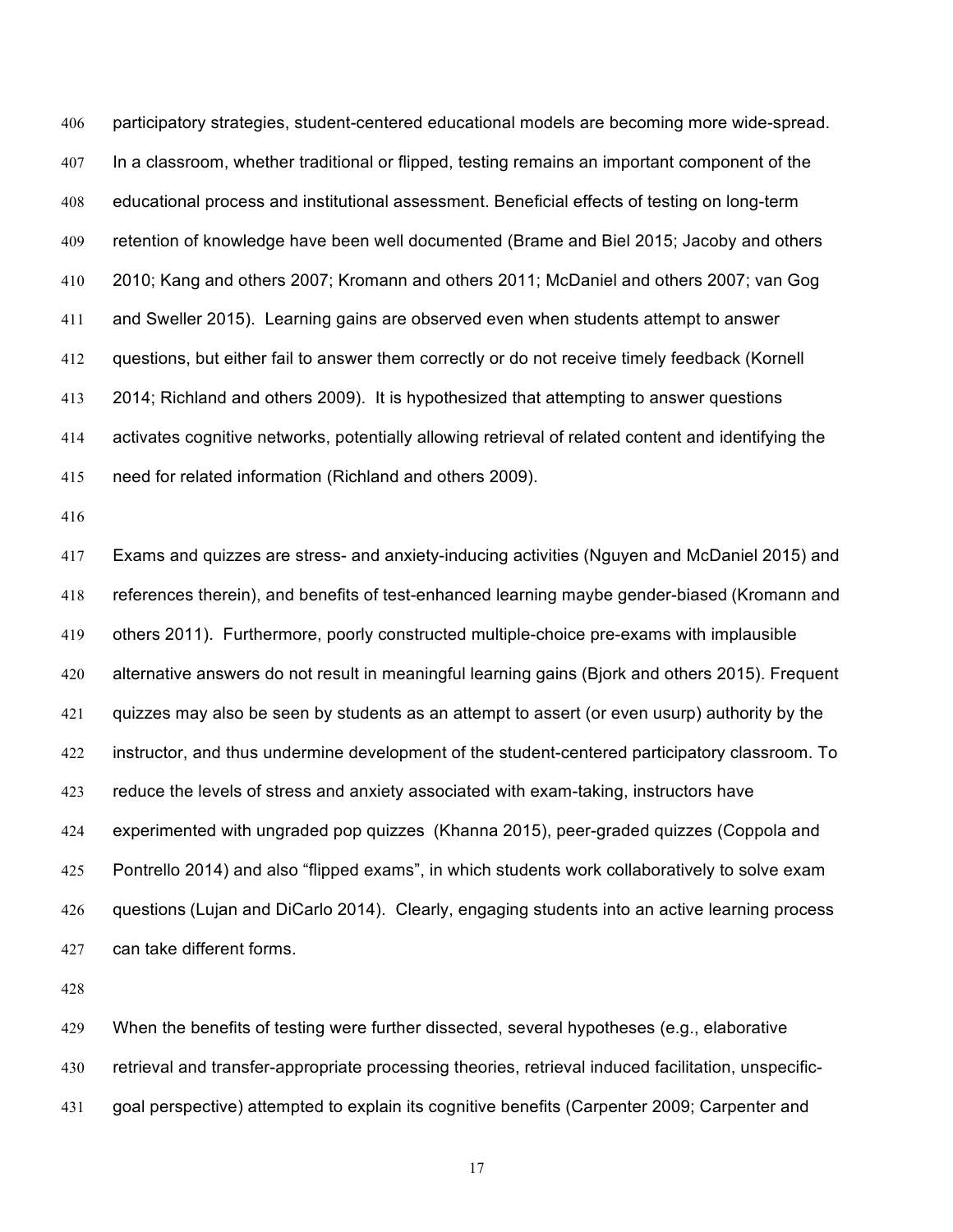participatory strategies, student-centered educational models are becoming more wide-spread. In a classroom, whether traditional or flipped, testing remains an important component of the educational process and institutional assessment. Beneficial effects of testing on long-term retention of knowledge have been well documented (Brame and Biel 2015; Jacoby and others 2010; Kang and others 2007; Kromann and others 2011; McDaniel and others 2007; van Gog and Sweller 2015). Learning gains are observed even when students attempt to answer questions, but either fail to answer them correctly or do not receive timely feedback (Kornell 2014; Richland and others 2009). It is hypothesized that attempting to answer questions activates cognitive networks, potentially allowing retrieval of related content and identifying the need for related information (Richland and others 2009).

Exams and quizzes are stress- and anxiety-inducing activities (Nguyen and McDaniel 2015) and references therein), and benefits of test-enhanced learning maybe gender-biased (Kromann and others 2011). Furthermore, poorly constructed multiple-choice pre-exams with implausible alternative answers do not result in meaningful learning gains (Bjork and others 2015). Frequent quizzes may also be seen by students as an attempt to assert (or even usurp) authority by the instructor, and thus undermine development of the student-centered participatory classroom. To reduce the levels of stress and anxiety associated with exam-taking, instructors have experimented with ungraded pop quizzes (Khanna 2015), peer-graded quizzes (Coppola and Pontrello 2014) and also "flipped exams", in which students work collaboratively to solve exam questions (Lujan and DiCarlo 2014). Clearly, engaging students into an active learning process can take different forms.

When the benefits of testing were further dissected, several hypotheses (e.g., elaborative retrieval and transfer-appropriate processing theories, retrieval induced facilitation, unspecific-goal perspective) attempted to explain its cognitive benefits (Carpenter 2009; Carpenter and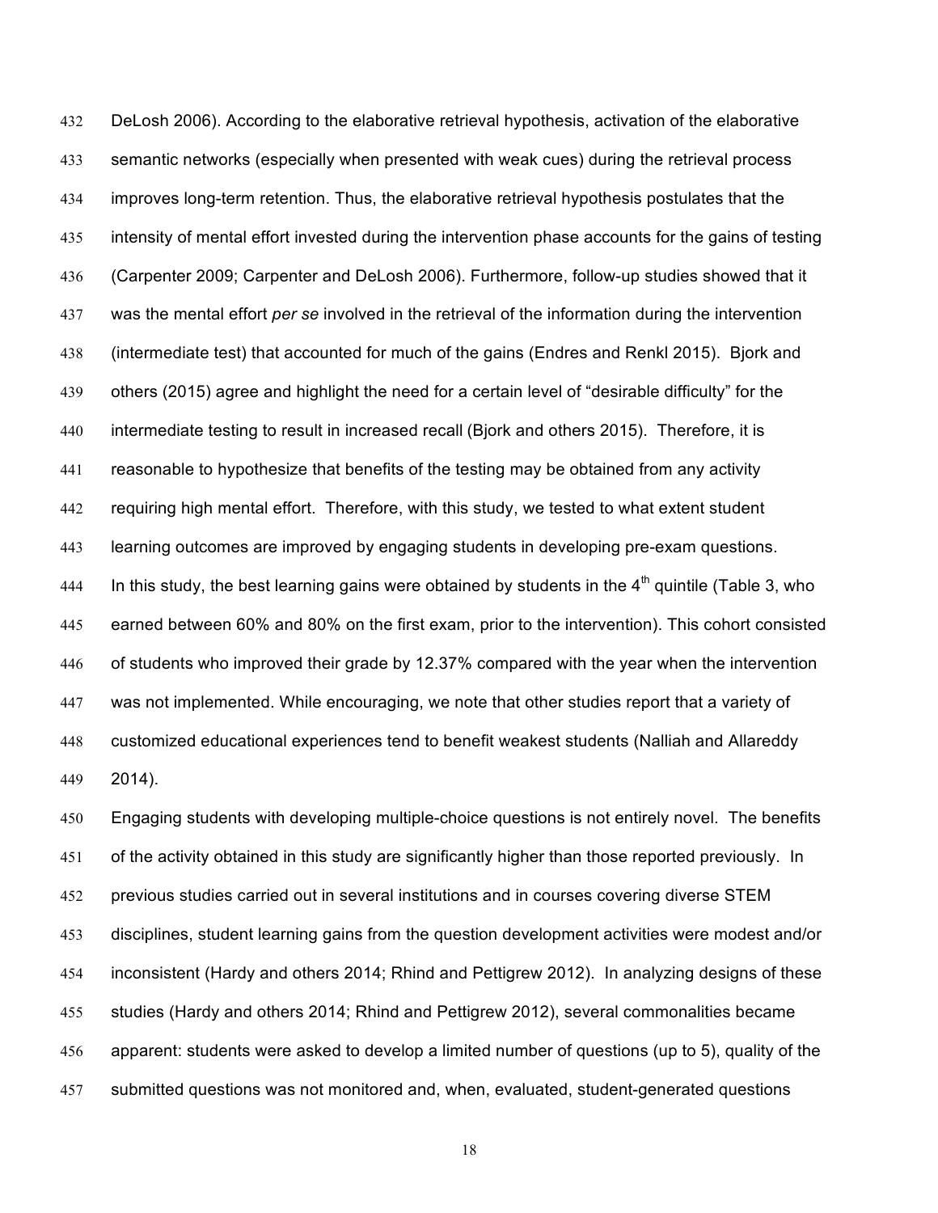DeLosh 2006). According to the elaborative retrieval hypothesis, activation of the elaborative semantic networks (especially when presented with weak cues) during the retrieval process improves long-term retention. Thus, the elaborative retrieval hypothesis postulates that the intensity of mental effort invested during the intervention phase accounts for the gains of testing (Carpenter 2009; Carpenter and DeLosh 2006). Furthermore, follow-up studies showed that it was the mental effort *per se* involved in the retrieval of the information during the intervention (intermediate test) that accounted for much of the gains (Endres and Renkl 2015). Bjork and others (2015) agree and highlight the need for a certain level of "desirable difficulty" for the intermediate testing to result in increased recall (Bjork and others 2015). Therefore, it is reasonable to hypothesize that benefits of the testing may be obtained from any activity requiring high mental effort. Therefore, with this study, we tested to what extent student learning outcomes are improved by engaging students in developing pre-exam questions.

In this study, the best learning gains were obtained by students in the 4$^{th}$ quintile (Table 3, who earned between 60% and 80% on the first exam, prior to the intervention). This cohort consisted of students who improved their grade by 12.37% compared with the year when the intervention was not implemented. While encouraging, we note that other studies report that a variety of customized educational experiences tend to benefit weakest students (Nalliah and Allareddy 2014).

Engaging students with developing multiple-choice questions is not entirely novel. The benefits of the activity obtained in this study are significantly higher than those reported previously. In previous studies carried out in several institutions and in courses covering diverse STEM disciplines, student learning gains from the question development activities were modest and/or inconsistent (Hardy and others 2014; Rhind and Pettigrew 2012). In analyzing designs of these studies (Hardy and others 2014; Rhind and Pettigrew 2012), several commonalities became apparent: students were asked to develop a limited number of questions (up to 5), quality of the submitted questions was not monitored and, when, evaluated, student-generated questions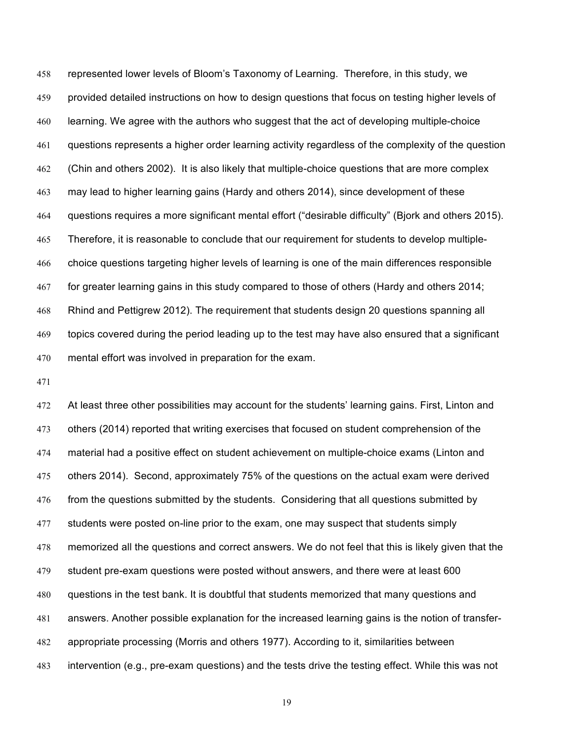represented lower levels of Bloom's Taxonomy of Learning. Therefore, in this study, we provided detailed instructions on how to design questions that focus on testing higher levels of learning. We agree with the authors who suggest that the act of developing multiple-choice questions represents a higher order learning activity regardless of the complexity of the question (Chin and others 2002). It is also likely that multiple-choice questions that are more complex may lead to higher learning gains (Hardy and others 2014), since development of these questions requires a more significant mental effort ("desirable difficulty" (Bjork and others 2015). Therefore, it is reasonable to conclude that our requirement for students to develop multiple-choice questions targeting higher levels of learning is one of the main differences responsible for greater learning gains in this study compared to those of others (Hardy and others 2014; Rhind and Pettigrew 2012). The requirement that students design 20 questions spanning all topics covered during the period leading up to the test may have also ensured that a significant mental effort was involved in preparation for the exam.

At least three other possibilities may account for the students' learning gains. First, Linton and others (2014) reported that writing exercises that focused on student comprehension of the material had a positive effect on student achievement on multiple-choice exams (Linton and others 2014). Second, approximately 75% of the questions on the actual exam were derived from the questions submitted by the students. Considering that all questions submitted by students were posted on-line prior to the exam, one may suspect that students simply memorized all the questions and correct answers. We do not feel that this is likely given that the student pre-exam questions were posted without answers, and there were at least 600 questions in the test bank. It is doubtful that students memorized that many questions and answers. Another possible explanation for the increased learning gains is the notion of transfer-appropriate processing (Morris and others 1977). According to it, similarities between intervention (e.g., pre-exam questions) and the tests drive the testing effect. While this was not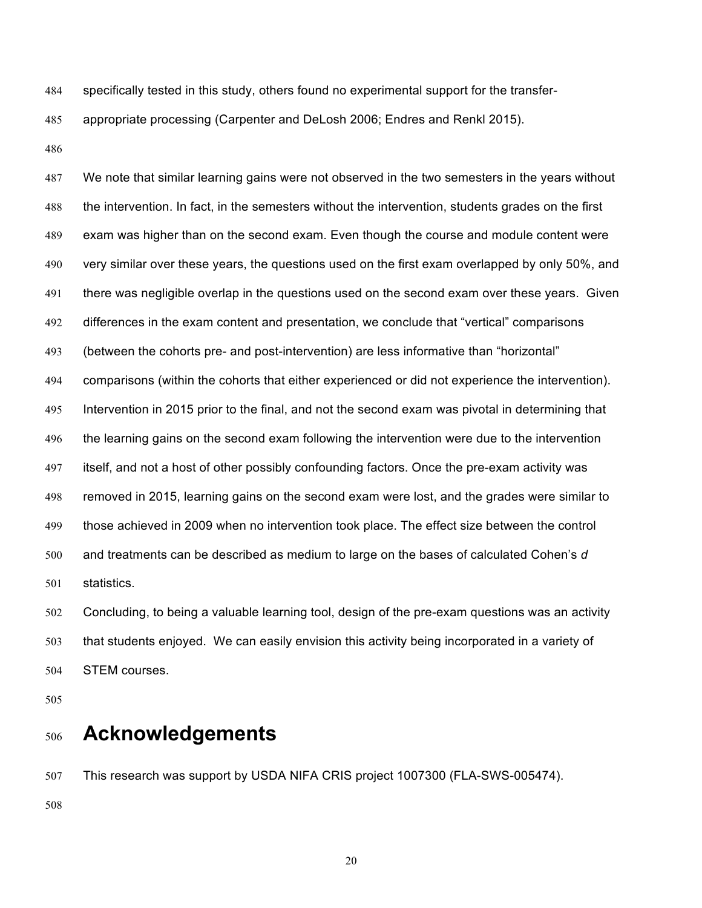specifically tested in this study, others found no experimental support for the transfer-appropriate processing (Carpenter and DeLosh 2006; Endres and Renkl 2015).

We note that similar learning gains were not observed in the two semesters in the years without the intervention. In fact, in the semesters without the intervention, students grades on the first exam was higher than on the second exam. Even though the course and module content were very similar over these years, the questions used on the first exam overlapped by only 50%, and there was negligible overlap in the questions used on the second exam over these years. Given differences in the exam content and presentation, we conclude that "vertical" comparisons (between the cohorts pre- and post-intervention) are less informative than "horizontal" comparisons (within the cohorts that either experienced or did not experience the intervention). Intervention in 2015 prior to the final, and not the second exam was pivotal in determining that the learning gains on the second exam following the intervention were due to the intervention itself, and not a host of other possibly confounding factors. Once the pre-exam activity was removed in 2015, learning gains on the second exam were lost, and the grades were similar to those achieved in 2009 when no intervention took place. The effect size between the control and treatments can be described as medium to large on the bases of calculated Cohen's *d* statistics.

Concluding, to being a valuable learning tool, design of the pre-exam questions was an activity that students enjoyed. We can easily envision this activity being incorporated in a variety of STEM courses.

# Acknowledgements

This research was support by USDA NIFA CRIS project 1007300 (FLA-SWS-005474).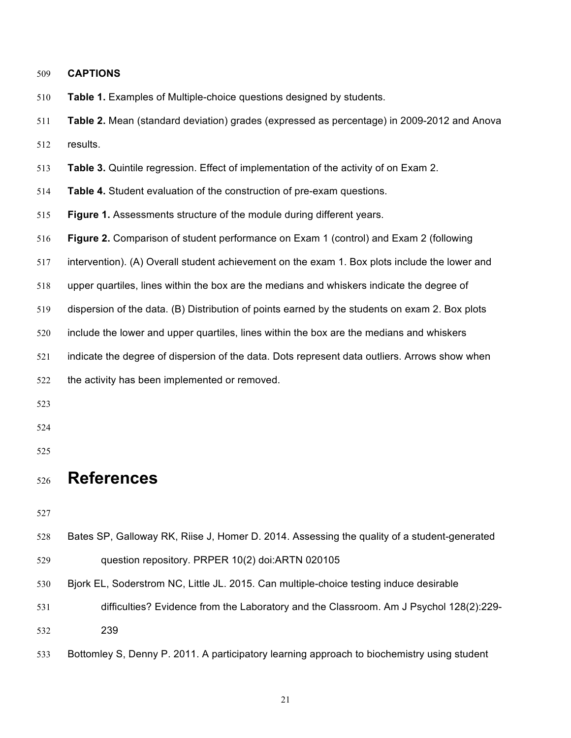**CAPTIONS**

**Table 1.** Examples of Multiple-choice questions designed by students.

**Table 2.** Mean (standard deviation) grades (expressed as percentage) in 2009-2012 and Anova results.

**Table 3.** Quintile regression. Effect of implementation of the activity of on Exam 2.

**Table 4.** Student evaluation of the construction of pre-exam questions.

**Figure 1.** Assessments structure of the module during different years.

**Figure 2.** Comparison of student performance on Exam 1 (control) and Exam 2 (following intervention). (A) Overall student achievement on the exam 1. Box plots include the lower and upper quartiles, lines within the box are the medians and whiskers indicate the degree of dispersion of the data. (B) Distribution of points earned by the students on exam 2. Box plots include the lower and upper quartiles, lines within the box are the medians and whiskers indicate the degree of dispersion of the data. Dots represent data outliers. Arrows show when the activity has been implemented or removed.

# References

Bates SP, Galloway RK, Riise J, Homer D. 2014. Assessing the quality of a student-generated question repository. PRPER 10(2) doi:ARTN 020105

Bjork EL, Soderstrom NC, Little JL. 2015. Can multiple-choice testing induce desirable difficulties? Evidence from the Laboratory and the Classroom. Am J Psychol 128(2):229-239

Bottomley S, Denny P. 2011. A participatory learning approach to biochemistry using student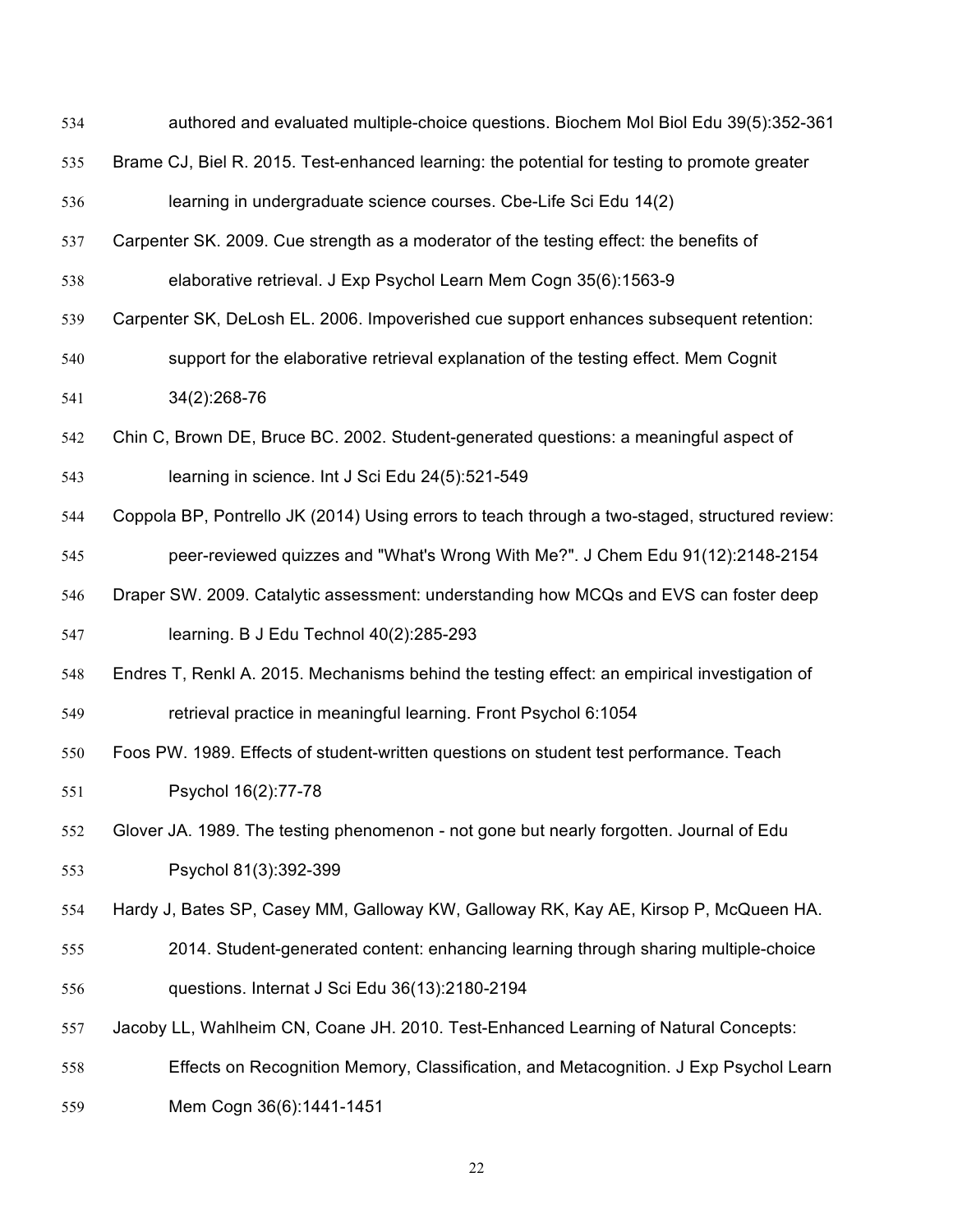authored and evaluated multiple-choice questions. Biochem Mol Biol Edu 39(5):352-361

Brame CJ, Biel R. 2015. Test-enhanced learning: the potential for testing to promote greater learning in undergraduate science courses. Cbe-Life Sci Edu 14(2)

Carpenter SK. 2009. Cue strength as a moderator of the testing effect: the benefits of elaborative retrieval. J Exp Psychol Learn Mem Cogn 35(6):1563-9

Carpenter SK, DeLosh EL. 2006. Impoverished cue support enhances subsequent retention: support for the elaborative retrieval explanation of the testing effect. Mem Cognit 34(2):268-76

Chin C, Brown DE, Bruce BC. 2002. Student-generated questions: a meaningful aspect of learning in science. Int J Sci Edu 24(5):521-549

Coppola BP, Pontrello JK (2014) Using errors to teach through a two-staged, structured review: peer-reviewed quizzes and "What's Wrong With Me?". J Chem Edu 91(12):2148-2154

Draper SW. 2009. Catalytic assessment: understanding how MCQs and EVS can foster deep learning. B J Edu Technol 40(2):285-293

Endres T, Renkl A. 2015. Mechanisms behind the testing effect: an empirical investigation of retrieval practice in meaningful learning. Front Psychol 6:1054

Foos PW. 1989. Effects of student-written questions on student test performance. Teach Psychol 16(2):77-78

Glover JA. 1989. The testing phenomenon - not gone but nearly forgotten. Journal of Edu Psychol 81(3):392-399

Hardy J, Bates SP, Casey MM, Galloway KW, Galloway RK, Kay AE, Kirsop P, McQueen HA. 2014. Student-generated content: enhancing learning through sharing multiple-choice questions. Internat J Sci Edu 36(13):2180-2194

Jacoby LL, Wahlheim CN, Coane JH. 2010. Test-Enhanced Learning of Natural Concepts: Effects on Recognition Memory, Classification, and Metacognition. J Exp Psychol Learn Mem Cogn 36(6):1441-1451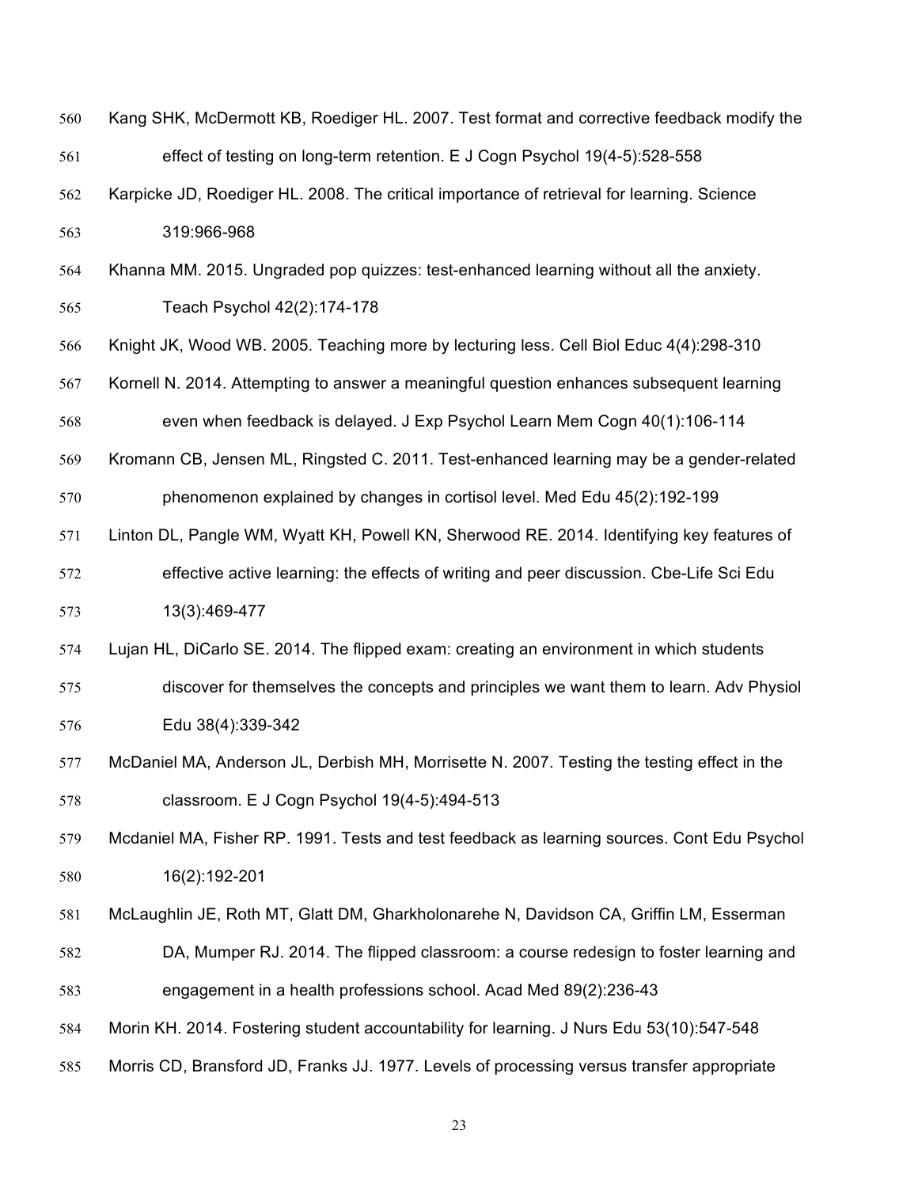Kang SHK, McDermott KB, Roediger HL. 2007. Test format and corrective feedback modify the effect of testing on long-term retention. E J Cogn Psychol 19(4-5):528-558

Karpicke JD, Roediger HL. 2008. The critical importance of retrieval for learning. Science 319:966-968

Khanna MM. 2015. Ungraded pop quizzes: test-enhanced learning without all the anxiety. Teach Psychol 42(2):174-178

Knight JK, Wood WB. 2005. Teaching more by lecturing less. Cell Biol Educ 4(4):298-310

Kornell N. 2014. Attempting to answer a meaningful question enhances subsequent learning even when feedback is delayed. J Exp Psychol Learn Mem Cogn 40(1):106-114

Kromann CB, Jensen ML, Ringsted C. 2011. Test-enhanced learning may be a gender-related phenomenon explained by changes in cortisol level. Med Edu 45(2):192-199

Linton DL, Pangle WM, Wyatt KH, Powell KN, Sherwood RE. 2014. Identifying key features of effective active learning: the effects of writing and peer discussion. Cbe-Life Sci Edu 13(3):469-477

Lujan HL, DiCarlo SE. 2014. The flipped exam: creating an environment in which students discover for themselves the concepts and principles we want them to learn. Adv Physiol Edu 38(4):339-342

McDaniel MA, Anderson JL, Derbish MH, Morrisette N. 2007. Testing the testing effect in the classroom. E J Cogn Psychol 19(4-5):494-513

Mcdaniel MA, Fisher RP. 1991. Tests and test feedback as learning sources. Cont Edu Psychol 16(2):192-201

McLaughlin JE, Roth MT, Glatt DM, Gharkholonarehe N, Davidson CA, Griffin LM, Esserman DA, Mumper RJ. 2014. The flipped classroom: a course redesign to foster learning and engagement in a health professions school. Acad Med 89(2):236-43

Morin KH. 2014. Fostering student accountability for learning. J Nurs Edu 53(10):547-548

Morris CD, Bransford JD, Franks JJ. 1977. Levels of processing versus transfer appropriate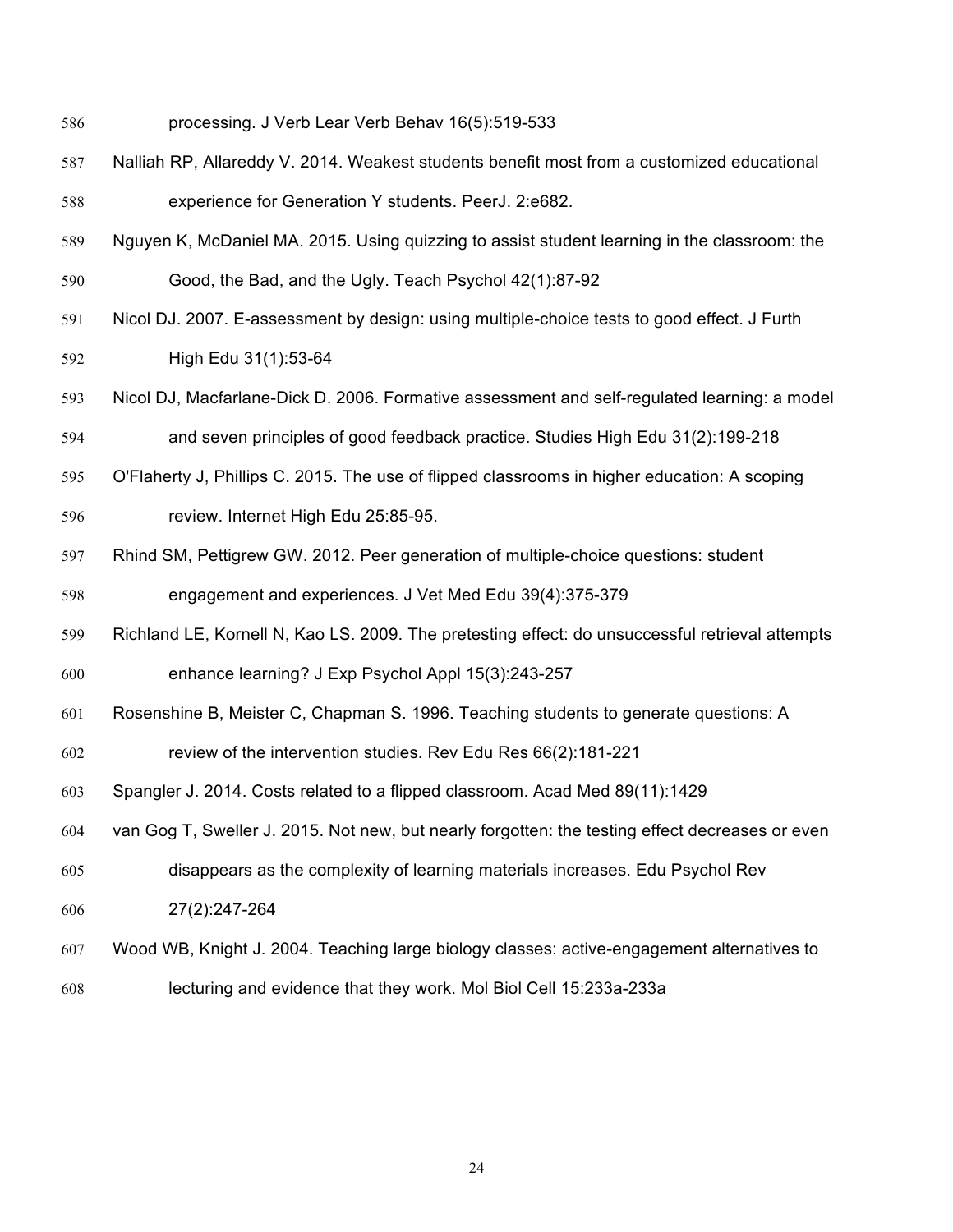processing. J Verb Lear Verb Behav 16(5):519-533

Nalliah RP, Allareddy V. 2014. Weakest students benefit most from a customized educational experience for Generation Y students. PeerJ. 2:e682.

Nguyen K, McDaniel MA. 2015. Using quizzing to assist student learning in the classroom: the Good, the Bad, and the Ugly. Teach Psychol 42(1):87-92

Nicol DJ. 2007. E-assessment by design: using multiple-choice tests to good effect. J Furth High Edu 31(1):53-64

Nicol DJ, Macfarlane-Dick D. 2006. Formative assessment and self-regulated learning: a model and seven principles of good feedback practice. Studies High Edu 31(2):199-218

O'Flaherty J, Phillips C. 2015. The use of flipped classrooms in higher education: A scoping review. Internet High Edu 25:85-95.

Rhind SM, Pettigrew GW. 2012. Peer generation of multiple-choice questions: student engagement and experiences. J Vet Med Edu 39(4):375-379

Richland LE, Kornell N, Kao LS. 2009. The pretesting effect: do unsuccessful retrieval attempts enhance learning? J Exp Psychol Appl 15(3):243-257

Rosenshine B, Meister C, Chapman S. 1996. Teaching students to generate questions: A review of the intervention studies. Rev Edu Res 66(2):181-221

Spangler J. 2014. Costs related to a flipped classroom. Acad Med 89(11):1429

van Gog T, Sweller J. 2015. Not new, but nearly forgotten: the testing effect decreases or even disappears as the complexity of learning materials increases. Edu Psychol Rev 27(2):247-264

Wood WB, Knight J. 2004. Teaching large biology classes: active-engagement alternatives to lecturing and evidence that they work. Mol Biol Cell 15:233a-233a